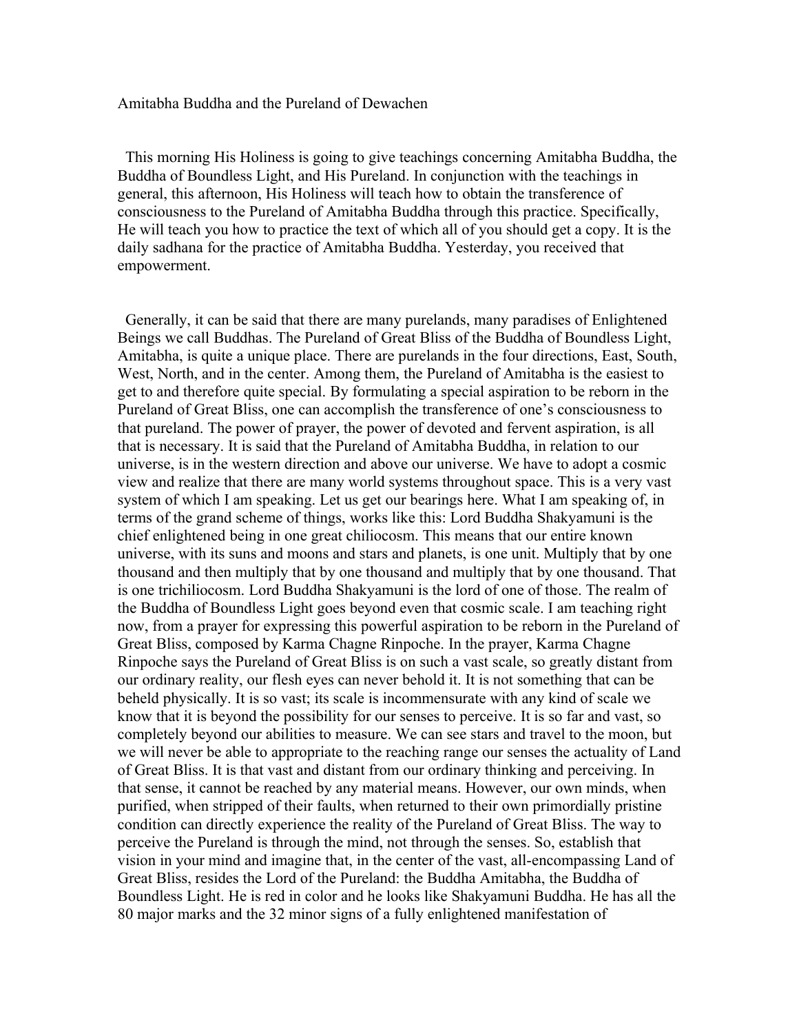# Amitabha Buddha and the Pureland of Dewachen

This morning His Holiness is going to give teachings concerning Amitabha Buddha, the Buddha of Boundless Light, and His Pureland. In conjunction with the teachings in general, this afternoon, His Holiness will teach how to obtain the transference of consciousness to the Pureland of Amitabha Buddha through this practice. Specifically, He will teach you how to practice the text of which all of you should get a copy. It is the daily sadhana for the practice of Amitabha Buddha. Yesterday, you received that empowerment.

Generally, it can be said that there are many purelands, many paradises of Enlightened Beings we call Buddhas. The Pureland of Great Bliss of the Buddha of Boundless Light, Amitabha, is quite a unique place. There are purelands in the four directions, East, South, West, North, and in the center. Among them, the Pureland of Amitabha is the easiest to get to and therefore quite special. By formulating a special aspiration to be reborn in the Pureland of Great Bliss, one can accomplish the transference of one's consciousness to that pureland. The power of prayer, the power of devoted and fervent aspiration, is all that is necessary. It is said that the Pureland of Amitabha Buddha, in relation to our universe, is in the western direction and above our universe. We have to adopt a cosmic view and realize that there are many world systems throughout space. This is a very vast system of which I am speaking. Let us get our bearings here. What I am speaking of, in terms of the grand scheme of things, works like this: Lord Buddha Shakyamuni is the chief enlightened being in one great chiliocosm. This means that our entire known universe, with its suns and moons and stars and planets, is one unit. Multiply that by one thousand and then multiply that by one thousand and multiply that by one thousand. That is one trichiliocosm. Lord Buddha Shakyamuni is the lord of one of those. The realm of the Buddha of Boundless Light goes beyond even that cosmic scale. I am teaching right now, from a prayer for expressing this powerful aspiration to be reborn in the Pureland of Great Bliss, composed by Karma Chagne Rinpoche. In the prayer, Karma Chagne Rinpoche says the Pureland of Great Bliss is on such a vast scale, so greatly distant from our ordinary reality, our flesh eyes can never behold it. It is not something that can be beheld physically. It is so vast; its scale is incommensurate with any kind of scale we know that it is beyond the possibility for our senses to perceive. It is so far and vast, so completely beyond our abilities to measure. We can see stars and travel to the moon, but we will never be able to appropriate to the reaching range our senses the actuality of Land of Great Bliss. It is that vast and distant from our ordinary thinking and perceiving. In that sense, it cannot be reached by any material means. However, our own minds, when purified, when stripped of their faults, when returned to their own primordially pristine condition can directly experience the reality of the Pureland of Great Bliss. The way to perceive the Pureland is through the mind, not through the senses. So, establish that vision in your mind and imagine that, in the center of the vast, all-encompassing Land of Great Bliss, resides the Lord of the Pureland: the Buddha Amitabha, the Buddha of Boundless Light. He is red in color and he looks like Shakyamuni Buddha. He has all the 80 major marks and the 32 minor signs of a fully enlightened manifestation of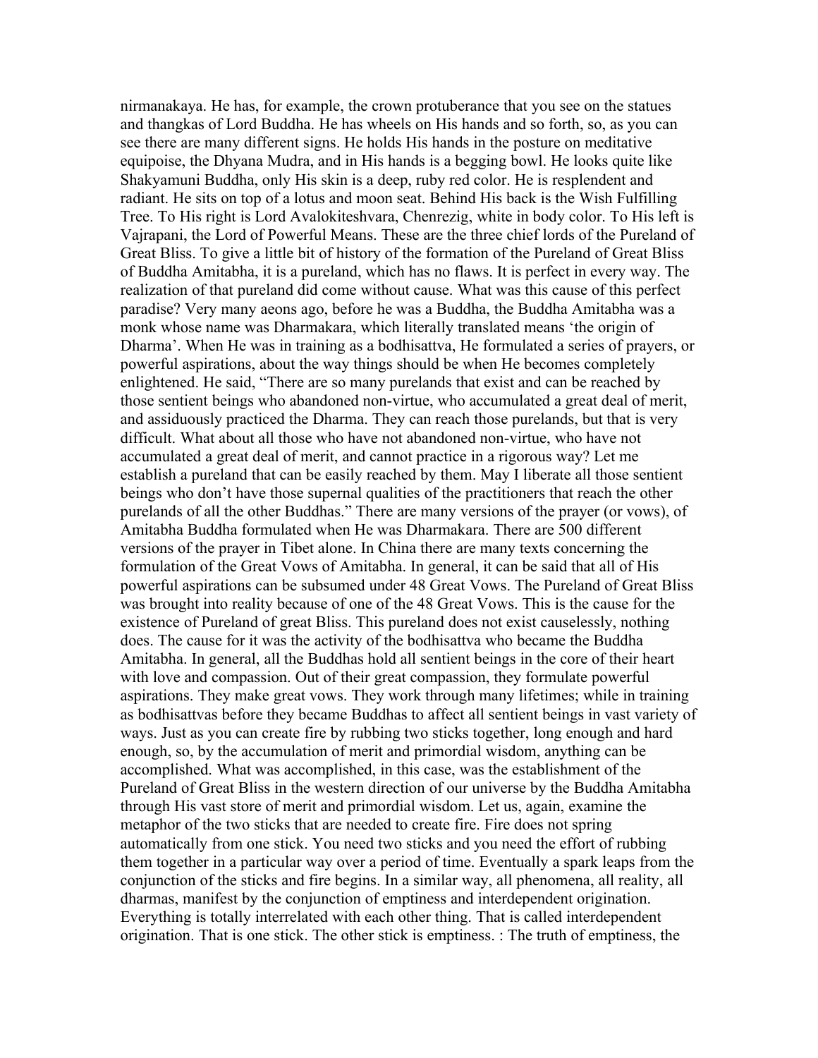nirmanakaya. He has, for example, the crown protuberance that you see on the statues and thangkas of Lord Buddha. He has wheels on His hands and so forth, so, as you can see there are many different signs. He holds His hands in the posture on meditative equipoise, the Dhyana Mudra, and in His hands is a begging bowl. He looks quite like Shakyamuni Buddha, only His skin is a deep, ruby red color. He is resplendent and radiant. He sits on top of a lotus and moon seat. Behind His back is the Wish Fulfilling Tree. To His right is Lord Avalokiteshvara, Chenrezig, white in body color. To His left is Vajrapani, the Lord of Powerful Means. These are the three chief lords of the Pureland of Great Bliss. To give a little bit of history of the formation of the Pureland of Great Bliss of Buddha Amitabha, it is a pureland, which has no flaws. It is perfect in every way. The realization of that pureland did come without cause. What was this cause of this perfect paradise? Very many aeons ago, before he was a Buddha, the Buddha Amitabha was a monk whose name was Dharmakara, which literally translated means 'the origin of Dharma'. When He was in training as a bodhisattva, He formulated a series of prayers, or powerful aspirations, about the way things should be when He becomes completely enlightened. He said, "There are so many purelands that exist and can be reached by those sentient beings who abandoned non-virtue, who accumulated a great deal of merit, and assiduously practiced the Dharma. They can reach those purelands, but that is very difficult. What about all those who have not abandoned non-virtue, who have not accumulated a great deal of merit, and cannot practice in a rigorous way? Let me establish a pureland that can be easily reached by them. May I liberate all those sentient beings who don't have those supernal qualities of the practitioners that reach the other purelands of all the other Buddhas." There are many versions of the prayer (or vows), of Amitabha Buddha formulated when He was Dharmakara. There are 500 different versions of the prayer in Tibet alone. In China there are many texts concerning the formulation of the Great Vows of Amitabha. In general, it can be said that all of His powerful aspirations can be subsumed under 48 Great Vows. The Pureland of Great Bliss was brought into reality because of one of the 48 Great Vows. This is the cause for the existence of Pureland of great Bliss. This pureland does not exist causelessly, nothing does. The cause for it was the activity of the bodhisattva who became the Buddha Amitabha. In general, all the Buddhas hold all sentient beings in the core of their heart with love and compassion. Out of their great compassion, they formulate powerful aspirations. They make great vows. They work through many lifetimes; while in training as bodhisattvas before they became Buddhas to affect all sentient beings in vast variety of ways. Just as you can create fire by rubbing two sticks together, long enough and hard enough, so, by the accumulation of merit and primordial wisdom, anything can be accomplished. What was accomplished, in this case, was the establishment of the Pureland of Great Bliss in the western direction of our universe by the Buddha Amitabha through His vast store of merit and primordial wisdom. Let us, again, examine the metaphor of the two sticks that are needed to create fire. Fire does not spring automatically from one stick. You need two sticks and you need the effort of rubbing them together in a particular way over a period of time. Eventually a spark leaps from the conjunction of the sticks and fire begins. In a similar way, all phenomena, all reality, all dharmas, manifest by the conjunction of emptiness and interdependent origination. Everything is totally interrelated with each other thing. That is called interdependent origination. That is one stick. The other stick is emptiness. : The truth of emptiness, the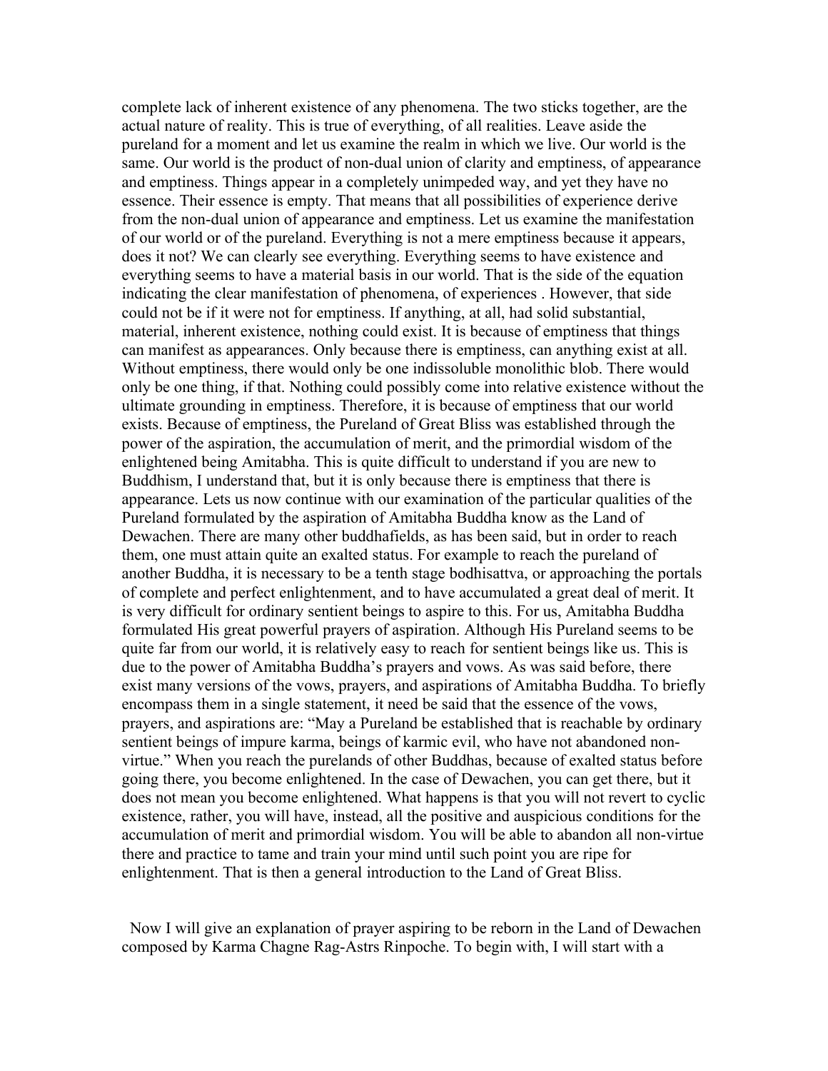complete lack of inherent existence of any phenomena. The two sticks together, are the actual nature of reality. This is true of everything, of all realities. Leave aside the pureland for a moment and let us examine the realm in which we live. Our world is the same. Our world is the product of non-dual union of clarity and emptiness, of appearance and emptiness. Things appear in a completely unimpeded way, and yet they have no essence. Their essence is empty. That means that all possibilities of experience derive from the non-dual union of appearance and emptiness. Let us examine the manifestation of our world or of the pureland. Everything is not a mere emptiness because it appears, does it not? We can clearly see everything. Everything seems to have existence and everything seems to have a material basis in our world. That is the side of the equation indicating the clear manifestation of phenomena, of experiences . However, that side could not be if it were not for emptiness. If anything, at all, had solid substantial, material, inherent existence, nothing could exist. It is because of emptiness that things can manifest as appearances. Only because there is emptiness, can anything exist at all. Without emptiness, there would only be one indissoluble monolithic blob. There would only be one thing, if that. Nothing could possibly come into relative existence without the ultimate grounding in emptiness. Therefore, it is because of emptiness that our world exists. Because of emptiness, the Pureland of Great Bliss was established through the power of the aspiration, the accumulation of merit, and the primordial wisdom of the enlightened being Amitabha. This is quite difficult to understand if you are new to Buddhism, I understand that, but it is only because there is emptiness that there is appearance. Lets us now continue with our examination of the particular qualities of the Pureland formulated by the aspiration of Amitabha Buddha know as the Land of Dewachen. There are many other buddhafields, as has been said, but in order to reach them, one must attain quite an exalted status. For example to reach the pureland of another Buddha, it is necessary to be a tenth stage bodhisattva, or approaching the portals of complete and perfect enlightenment, and to have accumulated a great deal of merit. It is very difficult for ordinary sentient beings to aspire to this. For us, Amitabha Buddha formulated His great powerful prayers of aspiration. Although His Pureland seems to be quite far from our world, it is relatively easy to reach for sentient beings like us. This is due to the power of Amitabha Buddha's prayers and vows. As was said before, there exist many versions of the vows, prayers, and aspirations of Amitabha Buddha. To briefly encompass them in a single statement, it need be said that the essence of the vows, prayers, and aspirations are: "May a Pureland be established that is reachable by ordinary sentient beings of impure karma, beings of karmic evil, who have not abandoned non-virtue." When you reach the purelands of other Buddhas, because of exalted status before going there, you become enlightened. In the case of Dewachen, you can get there, but it does not mean you become enlightened. What happens is that you will not revert to cyclic existence, rather, you will have, instead, all the positive and auspicious conditions for the accumulation of merit and primordial wisdom. You will be able to abandon all non-virtue there and practice to tame and train your mind until such point you are ripe for enlightenment. That is then a general introduction to the Land of Great Bliss.

Now I will give an explanation of prayer aspiring to be reborn in the Land of Dewachen composed by Karma Chagne Rag-Astrs Rinpoche. To begin with, I will start with a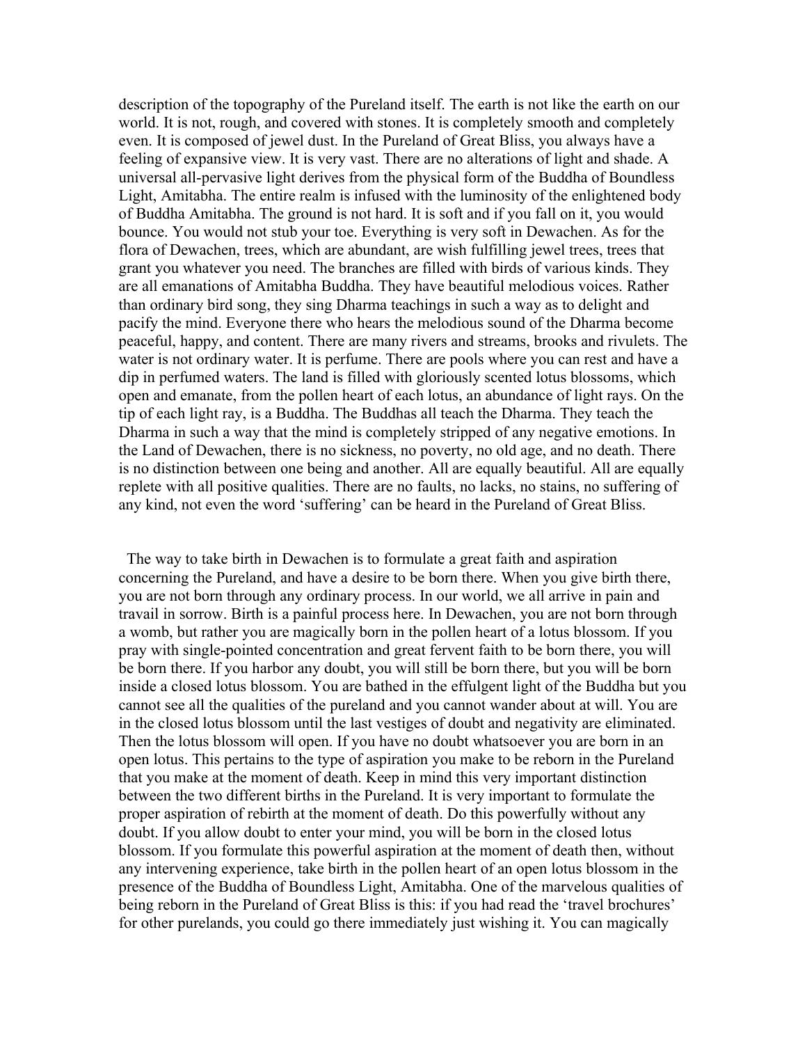description of the topography of the Pureland itself. The earth is not like the earth on our world. It is not, rough, and covered with stones. It is completely smooth and completely even. It is composed of jewel dust. In the Pureland of Great Bliss, you always have a feeling of expansive view. It is very vast. There are no alterations of light and shade. A universal all-pervasive light derives from the physical form of the Buddha of Boundless Light, Amitabha. The entire realm is infused with the luminosity of the enlightened body of Buddha Amitabha. The ground is not hard. It is soft and if you fall on it, you would bounce. You would not stub your toe. Everything is very soft in Dewachen. As for the flora of Dewachen, trees, which are abundant, are wish fulfilling jewel trees, trees that grant you whatever you need. The branches are filled with birds of various kinds. They are all emanations of Amitabha Buddha. They have beautiful melodious voices. Rather than ordinary bird song, they sing Dharma teachings in such a way as to delight and pacify the mind. Everyone there who hears the melodious sound of the Dharma become peaceful, happy, and content. There are many rivers and streams, brooks and rivulets. The water is not ordinary water. It is perfume. There are pools where you can rest and have a dip in perfumed waters. The land is filled with gloriously scented lotus blossoms, which open and emanate, from the pollen heart of each lotus, an abundance of light rays. On the tip of each light ray, is a Buddha. The Buddhas all teach the Dharma. They teach the Dharma in such a way that the mind is completely stripped of any negative emotions. In the Land of Dewachen, there is no sickness, no poverty, no old age, and no death. There is no distinction between one being and another. All are equally beautiful. All are equally replete with all positive qualities. There are no faults, no lacks, no stains, no suffering of any kind, not even the word 'suffering' can be heard in the Pureland of Great Bliss.

The way to take birth in Dewachen is to formulate a great faith and aspiration concerning the Pureland, and have a desire to be born there. When you give birth there, you are not born through any ordinary process. In our world, we all arrive in pain and travail in sorrow. Birth is a painful process here. In Dewachen, you are not born through a womb, but rather you are magically born in the pollen heart of a lotus blossom. If you pray with single-pointed concentration and great fervent faith to be born there, you will be born there. If you harbor any doubt, you will still be born there, but you will be born inside a closed lotus blossom. You are bathed in the effulgent light of the Buddha but you cannot see all the qualities of the pureland and you cannot wander about at will. You are in the closed lotus blossom until the last vestiges of doubt and negativity are eliminated. Then the lotus blossom will open. If you have no doubt whatsoever you are born in an open lotus. This pertains to the type of aspiration you make to be reborn in the Pureland that you make at the moment of death. Keep in mind this very important distinction between the two different births in the Pureland. It is very important to formulate the proper aspiration of rebirth at the moment of death. Do this powerfully without any doubt. If you allow doubt to enter your mind, you will be born in the closed lotus blossom. If you formulate this powerful aspiration at the moment of death then, without any intervening experience, take birth in the pollen heart of an open lotus blossom in the presence of the Buddha of Boundless Light, Amitabha. One of the marvelous qualities of being reborn in the Pureland of Great Bliss is this: if you had read the 'travel brochures' for other purelands, you could go there immediately just wishing it. You can magically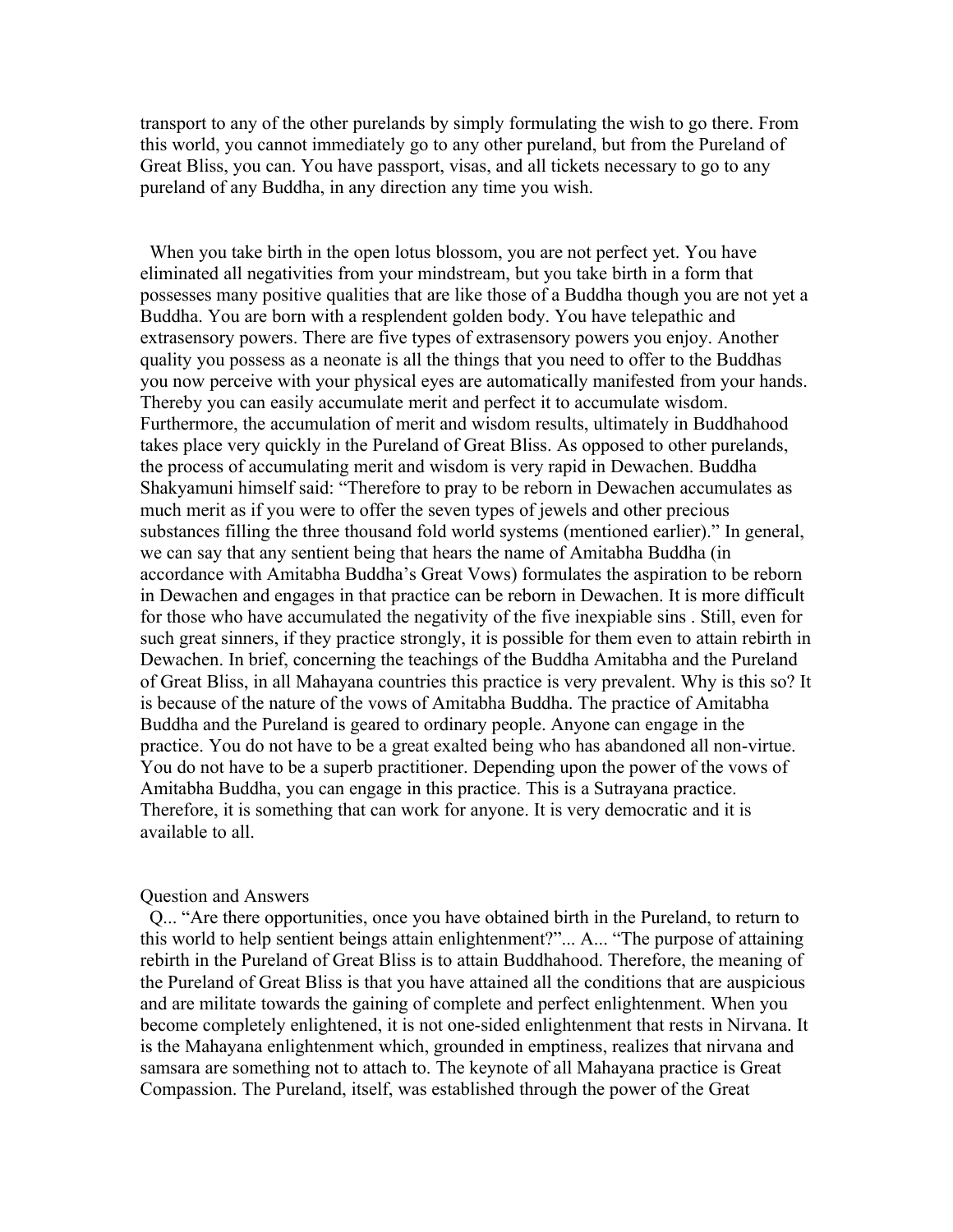transport to any of the other purelands by simply formulating the wish to go there. From this world, you cannot immediately go to any other pureland, but from the Pureland of Great Bliss, you can. You have passport, visas, and all tickets necessary to go to any pureland of any Buddha, in any direction any time you wish.

When you take birth in the open lotus blossom, you are not perfect yet. You have eliminated all negativities from your mindstream, but you take birth in a form that possesses many positive qualities that are like those of a Buddha though you are not yet a Buddha. You are born with a resplendent golden body. You have telepathic and extrasensory powers. There are five types of extrasensory powers you enjoy. Another quality you possess as a neonate is all the things that you need to offer to the Buddhas you now perceive with your physical eyes are automatically manifested from your hands. Thereby you can easily accumulate merit and perfect it to accumulate wisdom. Furthermore, the accumulation of merit and wisdom results, ultimately in Buddhahood takes place very quickly in the Pureland of Great Bliss. As opposed to other purelands, the process of accumulating merit and wisdom is very rapid in Dewachen. Buddha Shakyamuni himself said: "Therefore to pray to be reborn in Dewachen accumulates as much merit as if you were to offer the seven types of jewels and other precious substances filling the three thousand fold world systems (mentioned earlier)." In general, we can say that any sentient being that hears the name of Amitabha Buddha (in accordance with Amitabha Buddha's Great Vows) formulates the aspiration to be reborn in Dewachen and engages in that practice can be reborn in Dewachen. It is more difficult for those who have accumulated the negativity of the five inexpiable sins . Still, even for such great sinners, if they practice strongly, it is possible for them even to attain rebirth in Dewachen. In brief, concerning the teachings of the Buddha Amitabha and the Pureland of Great Bliss, in all Mahayana countries this practice is very prevalent. Why is this so? It is because of the nature of the vows of Amitabha Buddha. The practice of Amitabha Buddha and the Pureland is geared to ordinary people. Anyone can engage in the practice. You do not have to be a great exalted being who has abandoned all non-virtue. You do not have to be a superb practitioner. Depending upon the power of the vows of Amitabha Buddha, you can engage in this practice. This is a Sutrayana practice. Therefore, it is something that can work for anyone. It is very democratic and it is available to all.

Question and Answers

Q... "Are there opportunities, once you have obtained birth in the Pureland, to return to this world to help sentient beings attain enlightenment?"... A... "The purpose of attaining rebirth in the Pureland of Great Bliss is to attain Buddhahood. Therefore, the meaning of the Pureland of Great Bliss is that you have attained all the conditions that are auspicious and are militate towards the gaining of complete and perfect enlightenment. When you become completely enlightened, it is not one-sided enlightenment that rests in Nirvana. It is the Mahayana enlightenment which, grounded in emptiness, realizes that nirvana and samsara are something not to attach to. The keynote of all Mahayana practice is Great Compassion. The Pureland, itself, was established through the power of the Great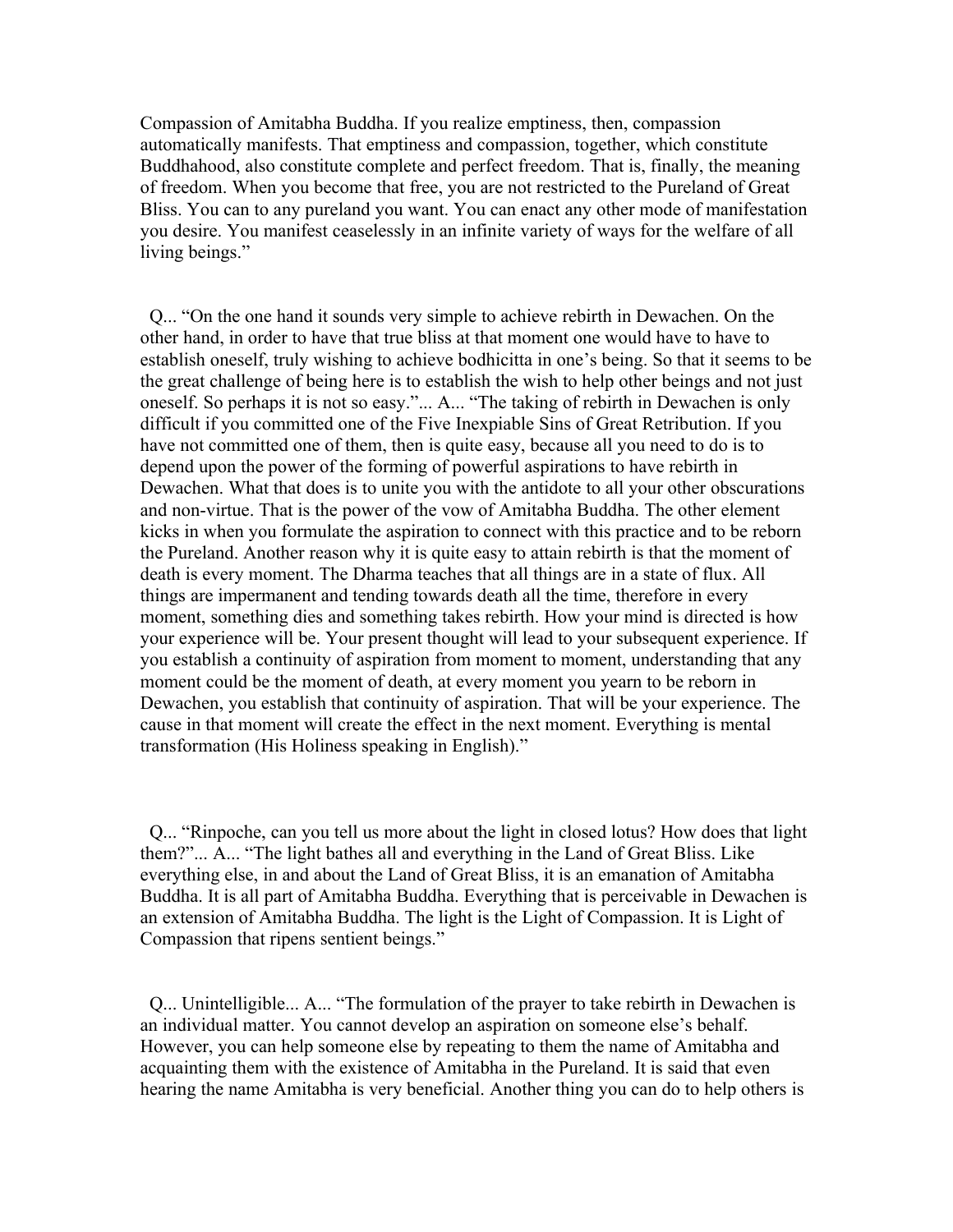Compassion of Amitabha Buddha. If you realize emptiness, then, compassion automatically manifests. That emptiness and compassion, together, which constitute Buddhahood, also constitute complete and perfect freedom. That is, finally, the meaning of freedom. When you become that free, you are not restricted to the Pureland of Great Bliss. You can to any pureland you want. You can enact any other mode of manifestation you desire. You manifest ceaselessly in an infinite variety of ways for the welfare of all living beings."

Q... "On the one hand it sounds very simple to achieve rebirth in Dewachen. On the other hand, in order to have that true bliss at that moment one would have to have to establish oneself, truly wishing to achieve bodhicitta in one's being. So that it seems to be the great challenge of being here is to establish the wish to help other beings and not just oneself. So perhaps it is not so easy."... A... "The taking of rebirth in Dewachen is only difficult if you committed one of the Five Inexpiable Sins of Great Retribution. If you have not committed one of them, then is quite easy, because all you need to do is to depend upon the power of the forming of powerful aspirations to have rebirth in Dewachen. What that does is to unite you with the antidote to all your other obscurations and non-virtue. That is the power of the vow of Amitabha Buddha. The other element kicks in when you formulate the aspiration to connect with this practice and to be reborn the Pureland. Another reason why it is quite easy to attain rebirth is that the moment of death is every moment. The Dharma teaches that all things are in a state of flux. All things are impermanent and tending towards death all the time, therefore in every moment, something dies and something takes rebirth. How your mind is directed is how your experience will be. Your present thought will lead to your subsequent experience. If you establish a continuity of aspiration from moment to moment, understanding that any moment could be the moment of death, at every moment you yearn to be reborn in Dewachen, you establish that continuity of aspiration. That will be your experience. The cause in that moment will create the effect in the next moment. Everything is mental transformation (His Holiness speaking in English)."

Q... "Rinpoche, can you tell us more about the light in closed lotus? How does that light them?"... A... "The light bathes all and everything in the Land of Great Bliss. Like everything else, in and about the Land of Great Bliss, it is an emanation of Amitabha Buddha. It is all part of Amitabha Buddha. Everything that is perceivable in Dewachen is an extension of Amitabha Buddha. The light is the Light of Compassion. It is Light of Compassion that ripens sentient beings."

Q... Unintelligible... A... "The formulation of the prayer to take rebirth in Dewachen is an individual matter. You cannot develop an aspiration on someone else's behalf. However, you can help someone else by repeating to them the name of Amitabha and acquainting them with the existence of Amitabha in the Pureland. It is said that even hearing the name Amitabha is very beneficial. Another thing you can do to help others is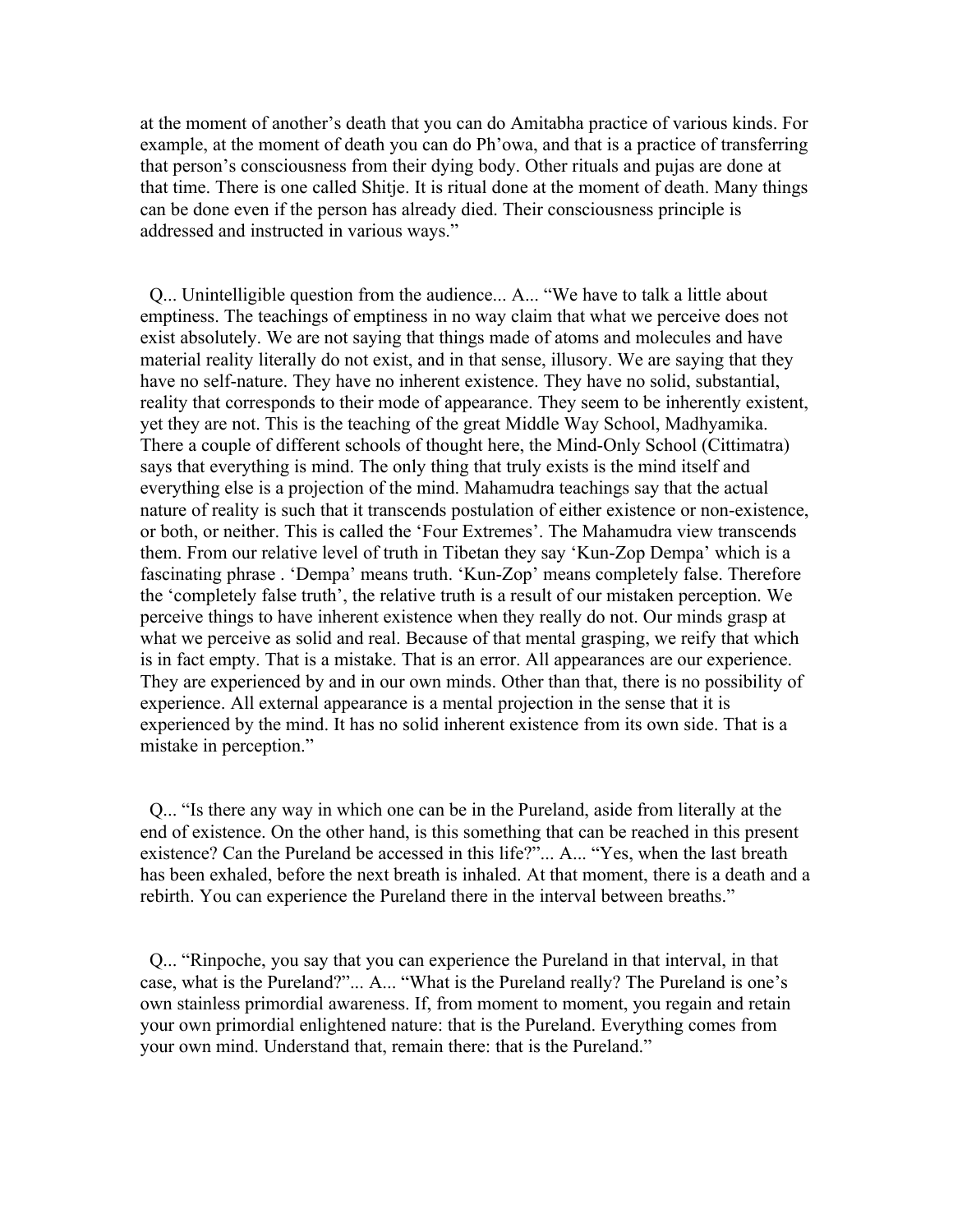at the moment of another's death that you can do Amitabha practice of various kinds. For example, at the moment of death you can do Ph'owa, and that is a practice of transferring that person's consciousness from their dying body. Other rituals and pujas are done at that time. There is one called Shitje. It is ritual done at the moment of death. Many things can be done even if the person has already died. Their consciousness principle is addressed and instructed in various ways."

Q... Unintelligible question from the audience... A... "We have to talk a little about emptiness. The teachings of emptiness in no way claim that what we perceive does not exist absolutely. We are not saying that things made of atoms and molecules and have material reality literally do not exist, and in that sense, illusory. We are saying that they have no self-nature. They have no inherent existence. They have no solid, substantial, reality that corresponds to their mode of appearance. They seem to be inherently existent, yet they are not. This is the teaching of the great Middle Way School, Madhyamika. There a couple of different schools of thought here, the Mind-Only School (Cittimatra) says that everything is mind. The only thing that truly exists is the mind itself and everything else is a projection of the mind. Mahamudra teachings say that the actual nature of reality is such that it transcends postulation of either existence or non-existence, or both, or neither. This is called the 'Four Extremes'. The Mahamudra view transcends them. From our relative level of truth in Tibetan they say 'Kun-Zop Dempa' which is a fascinating phrase . 'Dempa' means truth. 'Kun-Zop' means completely false. Therefore the 'completely false truth', the relative truth is a result of our mistaken perception. We perceive things to have inherent existence when they really do not. Our minds grasp at what we perceive as solid and real. Because of that mental grasping, we reify that which is in fact empty. That is a mistake. That is an error. All appearances are our experience. They are experienced by and in our own minds. Other than that, there is no possibility of experience. All external appearance is a mental projection in the sense that it is experienced by the mind. It has no solid inherent existence from its own side. That is a mistake in perception."

Q... "Is there any way in which one can be in the Pureland, aside from literally at the end of existence. On the other hand, is this something that can be reached in this present existence? Can the Pureland be accessed in this life?"... A... "Yes, when the last breath has been exhaled, before the next breath is inhaled. At that moment, there is a death and a rebirth. You can experience the Pureland there in the interval between breaths."

Q... "Rinpoche, you say that you can experience the Pureland in that interval, in that case, what is the Pureland?"... A... "What is the Pureland really? The Pureland is one's own stainless primordial awareness. If, from moment to moment, you regain and retain your own primordial enlightened nature: that is the Pureland. Everything comes from your own mind. Understand that, remain there: that is the Pureland."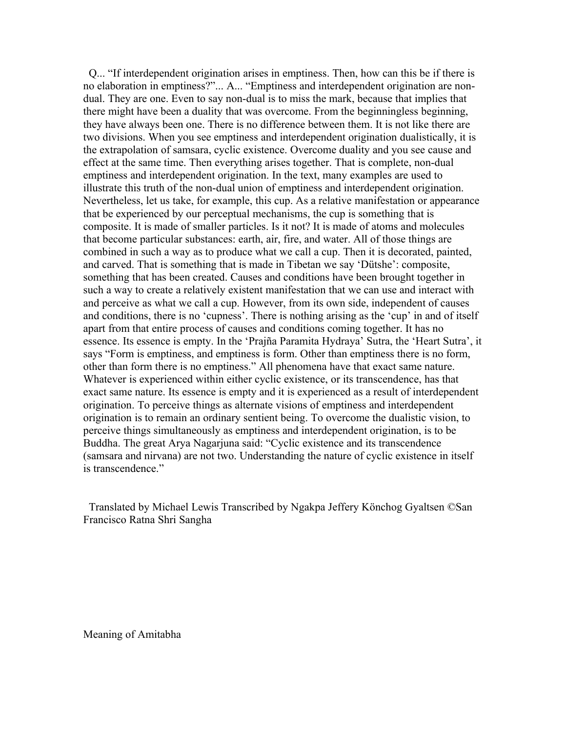Q... "If interdependent origination arises in emptiness. Then, how can this be if there is no elaboration in emptiness?"... A... "Emptiness and interdependent origination are non-dual. They are one. Even to say non-dual is to miss the mark, because that implies that there might have been a duality that was overcome. From the beginningless beginning, they have always been one. There is no difference between them. It is not like there are two divisions. When you see emptiness and interdependent origination dualistically, it is the extrapolation of samsara, cyclic existence. Overcome duality and you see cause and effect at the same time. Then everything arises together. That is complete, non-dual emptiness and interdependent origination. In the text, many examples are used to illustrate this truth of the non-dual union of emptiness and interdependent origination. Nevertheless, let us take, for example, this cup. As a relative manifestation or appearance that be experienced by our perceptual mechanisms, the cup is something that is composite. It is made of smaller particles. Is it not? It is made of atoms and molecules that become particular substances: earth, air, fire, and water. All of those things are combined in such a way as to produce what we call a cup. Then it is decorated, painted, and carved. That is something that is made in Tibetan we say 'Dütshe': composite, something that has been created. Causes and conditions have been brought together in such a way to create a relatively existent manifestation that we can use and interact with and perceive as what we call a cup. However, from its own side, independent of causes and conditions, there is no 'cupness'. There is nothing arising as the 'cup' in and of itself apart from that entire process of causes and conditions coming together. It has no essence. Its essence is empty. In the 'Prajña Paramita Hydraya' Sutra, the 'Heart Sutra', it says "Form is emptiness, and emptiness is form. Other than emptiness there is no form, other than form there is no emptiness." All phenomena have that exact same nature. Whatever is experienced within either cyclic existence, or its transcendence, has that exact same nature. Its essence is empty and it is experienced as a result of interdependent origination. To perceive things as alternate visions of emptiness and interdependent origination is to remain an ordinary sentient being. To overcome the dualistic vision, to perceive things simultaneously as emptiness and interdependent origination, is to be Buddha. The great Arya Nagarjuna said: "Cyclic existence and its transcendence (samsara and nirvana) are not two. Understanding the nature of cyclic existence in itself is transcendence."

Translated by Michael Lewis Transcribed by Ngakpa Jeffery Könchog Gyaltsen ©San Francisco Ratna Shri Sangha

## Meaning of Amitabha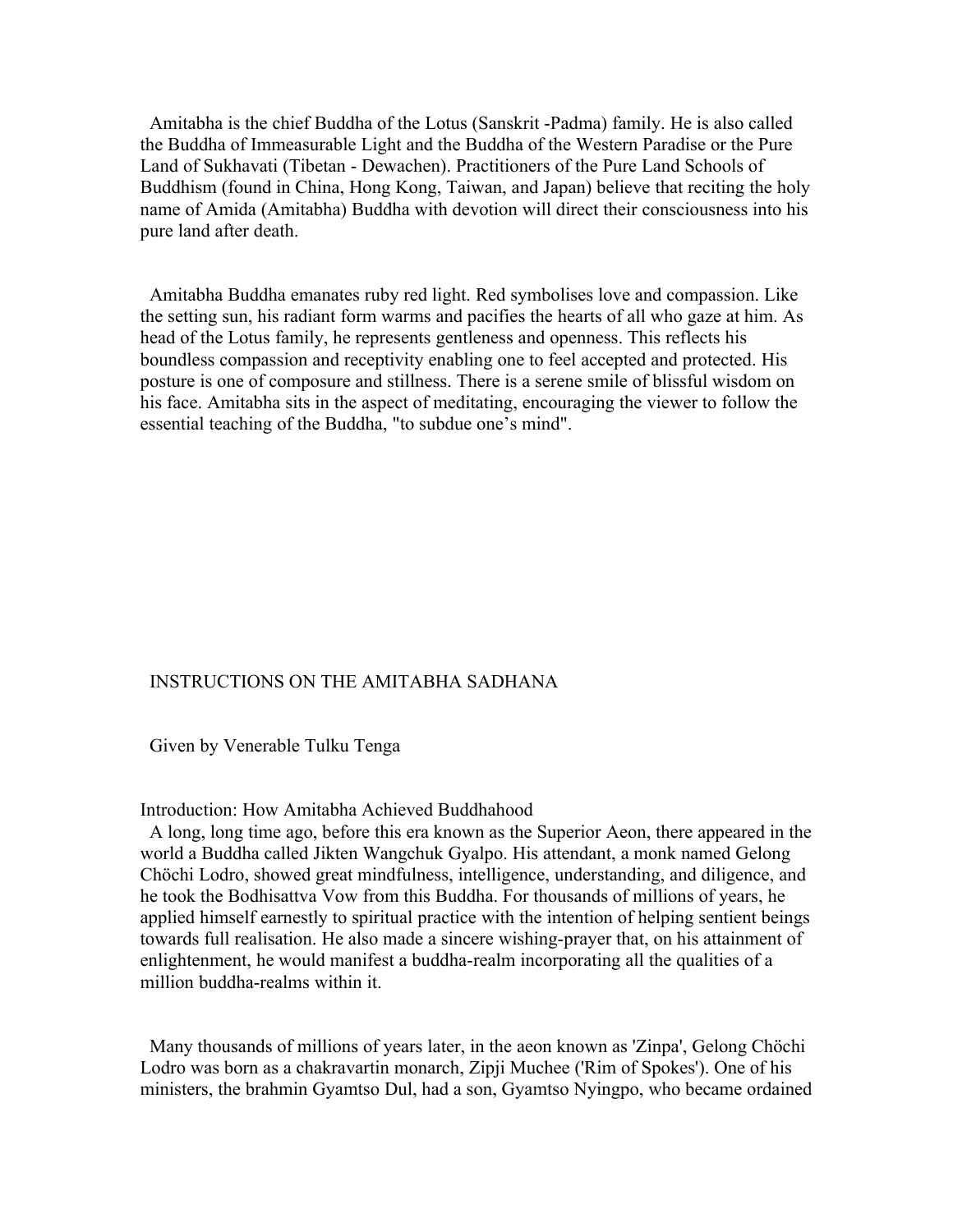Amitabha is the chief Buddha of the Lotus (Sanskrit -Padma) family. He is also called the Buddha of Immeasurable Light and the Buddha of the Western Paradise or the Pure Land of Sukhavati (Tibetan - Dewachen). Practitioners of the Pure Land Schools of Buddhism (found in China, Hong Kong, Taiwan, and Japan) believe that reciting the holy name of Amida (Amitabha) Buddha with devotion will direct their consciousness into his pure land after death.

Amitabha Buddha emanates ruby red light. Red symbolises love and compassion. Like the setting sun, his radiant form warms and pacifies the hearts of all who gaze at him. As head of the Lotus family, he represents gentleness and openness. This reflects his boundless compassion and receptivity enabling one to feel accepted and protected. His posture is one of composure and stillness. There is a serene smile of blissful wisdom on his face. Amitabha sits in the aspect of meditating, encouraging the viewer to follow the essential teaching of the Buddha, "to subdue one's mind".

# INSTRUCTIONS ON THE AMITABHA SADHANA

Given by Venerable Tulku Tenga

## Introduction: How Amitabha Achieved Buddhahood

A long, long time ago, before this era known as the Superior Aeon, there appeared in the world a Buddha called Jikten Wangchuk Gyalpo. His attendant, a monk named Gelong Chöchi Lodro, showed great mindfulness, intelligence, understanding, and diligence, and he took the Bodhisattva Vow from this Buddha. For thousands of millions of years, he applied himself earnestly to spiritual practice with the intention of helping sentient beings towards full realisation. He also made a sincere wishing-prayer that, on his attainment of enlightenment, he would manifest a buddha-realm incorporating all the qualities of a million buddha-realms within it.

Many thousands of millions of years later, in the aeon known as 'Zinpa', Gelong Chöchi Lodro was born as a chakravartin monarch, Zipji Muchee ('Rim of Spokes'). One of his ministers, the brahmin Gyamtso Dul, had a son, Gyamtso Nyingpo, who became ordained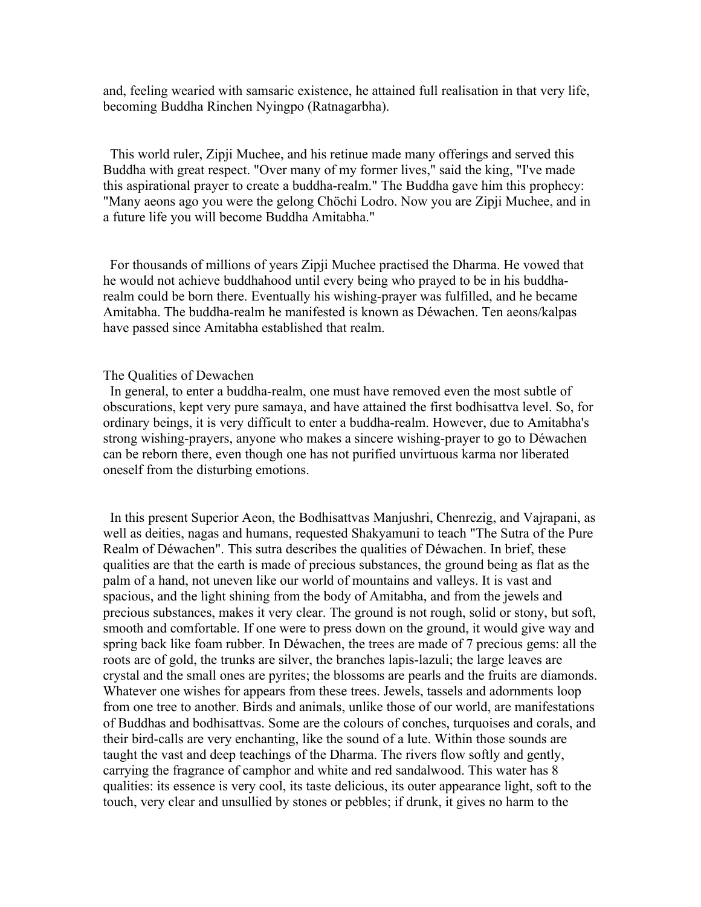and, feeling wearied with samsaric existence, he attained full realisation in that very life, becoming Buddha Rinchen Nyingpo (Ratnagarbha).

This world ruler, Zipji Muchee, and his retinue made many offerings and served this Buddha with great respect. "Over many of my former lives," said the king, "I've made this aspirational prayer to create a buddha-realm." The Buddha gave him this prophecy: "Many aeons ago you were the gelong Chöchi Lodro. Now you are Zipji Muchee, and in a future life you will become Buddha Amitabha."

For thousands of millions of years Zipji Muchee practised the Dharma. He vowed that he would not achieve buddhahood until every being who prayed to be in his buddha-realm could be born there. Eventually his wishing-prayer was fulfilled, and he became Amitabha. The buddha-realm he manifested is known as Déwachen. Ten aeons/kalpas have passed since Amitabha established that realm.

## The Qualities of Dewachen

In general, to enter a buddha-realm, one must have removed even the most subtle of obscurations, kept very pure samaya, and have attained the first bodhisattva level. So, for ordinary beings, it is very difficult to enter a buddha-realm. However, due to Amitabha's strong wishing-prayers, anyone who makes a sincere wishing-prayer to go to Déwachen can be reborn there, even though one has not purified unvirtuous karma nor liberated oneself from the disturbing emotions.

In this present Superior Aeon, the Bodhisattvas Manjushri, Chenrezig, and Vajrapani, as well as deities, nagas and humans, requested Shakyamuni to teach "The Sutra of the Pure Realm of Déwachen". This sutra describes the qualities of Déwachen. In brief, these qualities are that the earth is made of precious substances, the ground being as flat as the palm of a hand, not uneven like our world of mountains and valleys. It is vast and spacious, and the light shining from the body of Amitabha, and from the jewels and precious substances, makes it very clear. The ground is not rough, solid or stony, but soft, smooth and comfortable. If one were to press down on the ground, it would give way and spring back like foam rubber. In Déwachen, the trees are made of 7 precious gems: all the roots are of gold, the trunks are silver, the branches lapis-lazuli; the large leaves are crystal and the small ones are pyrites; the blossoms are pearls and the fruits are diamonds. Whatever one wishes for appears from these trees. Jewels, tassels and adornments loop from one tree to another. Birds and animals, unlike those of our world, are manifestations of Buddhas and bodhisattvas. Some are the colours of conches, turquoises and corals, and their bird-calls are very enchanting, like the sound of a lute. Within those sounds are taught the vast and deep teachings of the Dharma. The rivers flow softly and gently, carrying the fragrance of camphor and white and red sandalwood. This water has 8 qualities: its essence is very cool, its taste delicious, its outer appearance light, soft to the touch, very clear and unsullied by stones or pebbles; if drunk, it gives no harm to the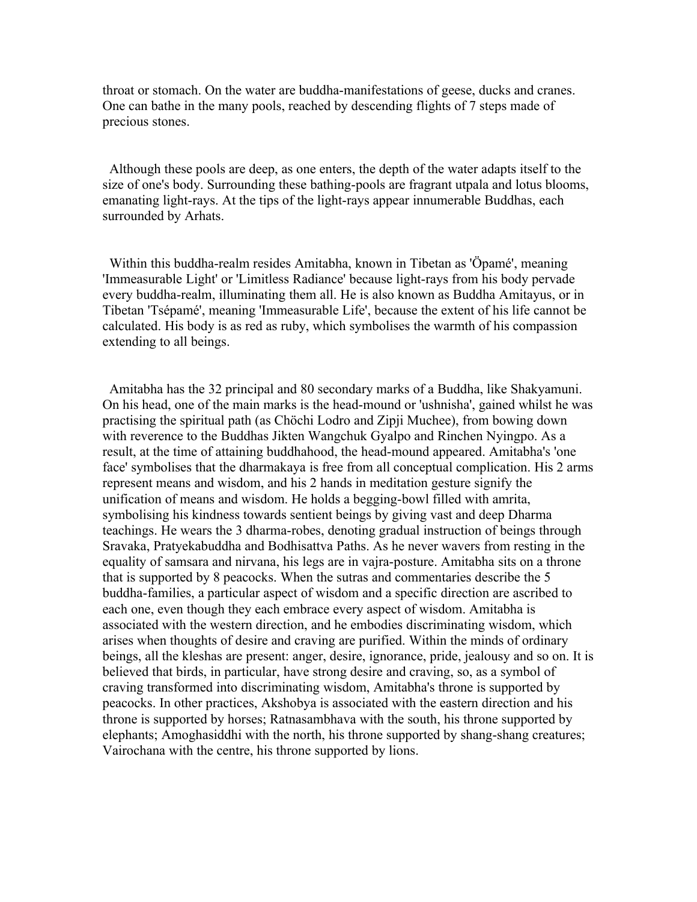throat or stomach. On the water are buddha-manifestations of geese, ducks and cranes. One can bathe in the many pools, reached by descending flights of 7 steps made of precious stones.

Although these pools are deep, as one enters, the depth of the water adapts itself to the size of one's body. Surrounding these bathing-pools are fragrant utpala and lotus blooms, emanating light-rays. At the tips of the light-rays appear innumerable Buddhas, each surrounded by Arhats.

Within this buddha-realm resides Amitabha, known in Tibetan as 'Öpamé', meaning 'Immeasurable Light' or 'Limitless Radiance' because light-rays from his body pervade every buddha-realm, illuminating them all. He is also known as Buddha Amitayus, or in Tibetan 'Tsépamé', meaning 'Immeasurable Life', because the extent of his life cannot be calculated. His body is as red as ruby, which symbolises the warmth of his compassion extending to all beings.

Amitabha has the 32 principal and 80 secondary marks of a Buddha, like Shakyamuni. On his head, one of the main marks is the head-mound or 'ushnisha', gained whilst he was practising the spiritual path (as Chöchi Lodro and Zipji Muchee), from bowing down with reverence to the Buddhas Jikten Wangchuk Gyalpo and Rinchen Nyingpo. As a result, at the time of attaining buddhahood, the head-mound appeared. Amitabha's 'one face' symbolises that the dharmakaya is free from all conceptual complication. His 2 arms represent means and wisdom, and his 2 hands in meditation gesture signify the unification of means and wisdom. He holds a begging-bowl filled with amrita, symbolising his kindness towards sentient beings by giving vast and deep Dharma teachings. He wears the 3 dharma-robes, denoting gradual instruction of beings through Sravaka, Pratyekabuddha and Bodhisattva Paths. As he never wavers from resting in the equality of samsara and nirvana, his legs are in vajra-posture. Amitabha sits on a throne that is supported by 8 peacocks. When the sutras and commentaries describe the 5 buddha-families, a particular aspect of wisdom and a specific direction are ascribed to each one, even though they each embrace every aspect of wisdom. Amitabha is associated with the western direction, and he embodies discriminating wisdom, which arises when thoughts of desire and craving are purified. Within the minds of ordinary beings, all the kleshas are present: anger, desire, ignorance, pride, jealousy and so on. It is believed that birds, in particular, have strong desire and craving, so, as a symbol of craving transformed into discriminating wisdom, Amitabha's throne is supported by peacocks. In other practices, Akshobya is associated with the eastern direction and his throne is supported by horses; Ratnasambhava with the south, his throne supported by elephants; Amoghasiddhi with the north, his throne supported by shang-shang creatures; Vairochana with the centre, his throne supported by lions.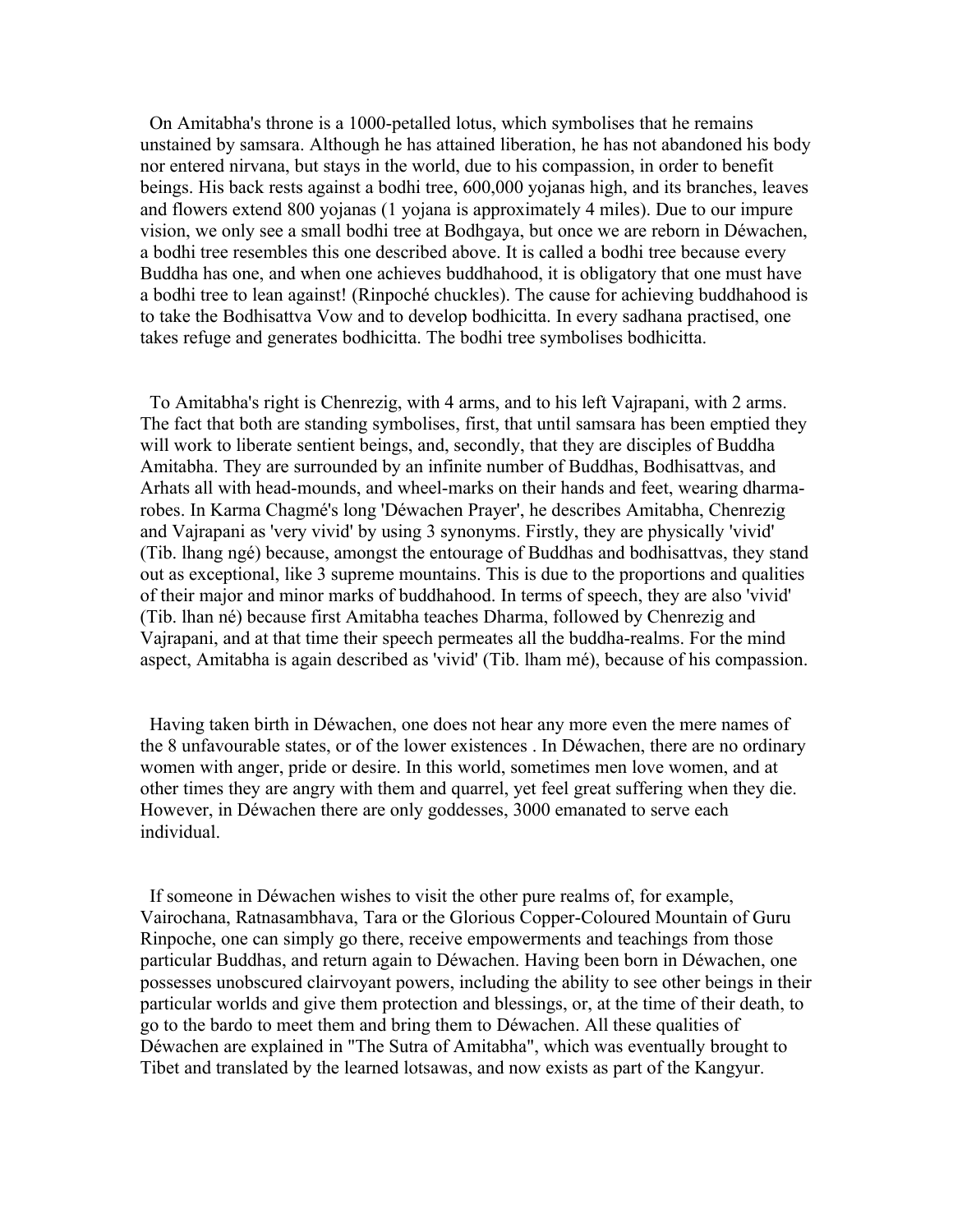On Amitabha's throne is a 1000-petalled lotus, which symbolises that he remains unstained by samsara. Although he has attained liberation, he has not abandoned his body nor entered nirvana, but stays in the world, due to his compassion, in order to benefit beings. His back rests against a bodhi tree, 600,000 yojanas high, and its branches, leaves and flowers extend 800 yojanas (1 yojana is approximately 4 miles). Due to our impure vision, we only see a small bodhi tree at Bodhgaya, but once we are reborn in Déwachen, a bodhi tree resembles this one described above. It is called a bodhi tree because every Buddha has one, and when one achieves buddhahood, it is obligatory that one must have a bodhi tree to lean against! (Rinpoché chuckles). The cause for achieving buddhahood is to take the Bodhisattva Vow and to develop bodhicitta. In every sadhana practised, one takes refuge and generates bodhicitta. The bodhi tree symbolises bodhicitta.

To Amitabha's right is Chenrezig, with 4 arms, and to his left Vajrapani, with 2 arms. The fact that both are standing symbolises, first, that until samsara has been emptied they will work to liberate sentient beings, and, secondly, that they are disciples of Buddha Amitabha. They are surrounded by an infinite number of Buddhas, Bodhisattvas, and Arhats all with head-mounds, and wheel-marks on their hands and feet, wearing dharma-robes. In Karma Chagmé's long 'Déwachen Prayer', he describes Amitabha, Chenrezig and Vajrapani as 'very vivid' by using 3 synonyms. Firstly, they are physically 'vivid' (Tib. lhang ngé) because, amongst the entourage of Buddhas and bodhisattvas, they stand out as exceptional, like 3 supreme mountains. This is due to the proportions and qualities of their major and minor marks of buddhahood. In terms of speech, they are also 'vivid' (Tib. lhan né) because first Amitabha teaches Dharma, followed by Chenrezig and Vajrapani, and at that time their speech permeates all the buddha-realms. For the mind aspect, Amitabha is again described as 'vivid' (Tib. lham mé), because of his compassion.

Having taken birth in Déwachen, one does not hear any more even the mere names of the 8 unfavourable states, or of the lower existences . In Déwachen, there are no ordinary women with anger, pride or desire. In this world, sometimes men love women, and at other times they are angry with them and quarrel, yet feel great suffering when they die. However, in Déwachen there are only goddesses, 3000 emanated to serve each individual.

If someone in Déwachen wishes to visit the other pure realms of, for example, Vairochana, Ratnasambhava, Tara or the Glorious Copper-Coloured Mountain of Guru Rinpoche, one can simply go there, receive empowerments and teachings from those particular Buddhas, and return again to Déwachen. Having been born in Déwachen, one possesses unobscured clairvoyant powers, including the ability to see other beings in their particular worlds and give them protection and blessings, or, at the time of their death, to go to the bardo to meet them and bring them to Déwachen. All these qualities of Déwachen are explained in "The Sutra of Amitabha", which was eventually brought to Tibet and translated by the learned lotsawas, and now exists as part of the Kangyur.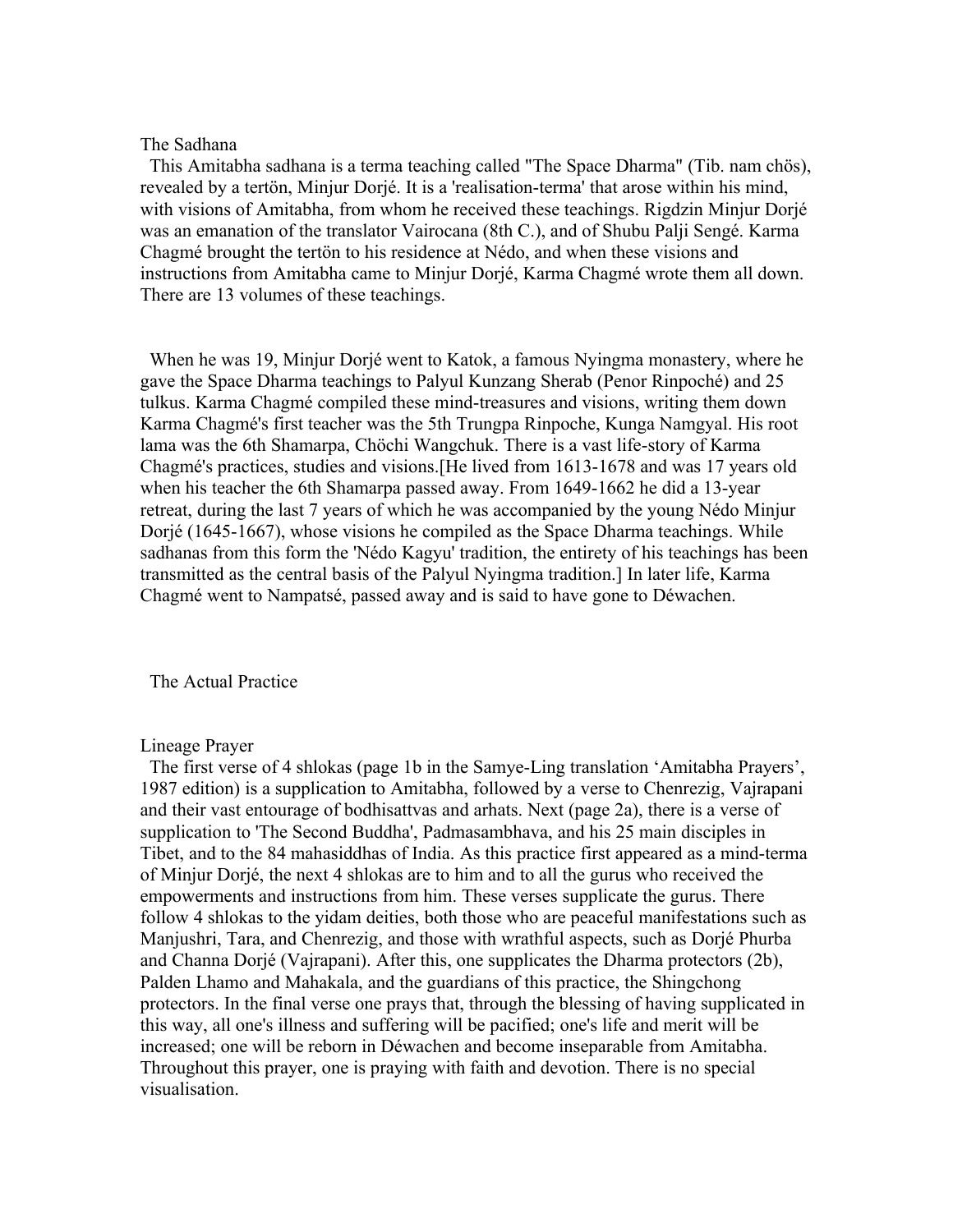## The Sadhana

This Amitabha sadhana is a terma teaching called "The Space Dharma" (Tib. nam chös), revealed by a tertön, Minjur Dorjé. It is a 'realisation-terma' that arose within his mind, with visions of Amitabha, from whom he received these teachings. Rigdzin Minjur Dorjé was an emanation of the translator Vairocana (8th C.), and of Shubu Palji Sengé. Karma Chagmé brought the tertön to his residence at Nédo, and when these visions and instructions from Amitabha came to Minjur Dorjé, Karma Chagmé wrote them all down. There are 13 volumes of these teachings.

When he was 19, Minjur Dorjé went to Katok, a famous Nyingma monastery, where he gave the Space Dharma teachings to Palyul Kunzang Sherab (Penor Rinpoché) and 25 tulkus. Karma Chagmé compiled these mind-treasures and visions, writing them down Karma Chagmé's first teacher was the 5th Trungpa Rinpoche, Kunga Namgyal. His root lama was the 6th Shamarpa, Chöchi Wangchuk. There is a vast life-story of Karma Chagmé's practices, studies and visions.[He lived from 1613-1678 and was 17 years old when his teacher the 6th Shamarpa passed away. From 1649-1662 he did a 13-year retreat, during the last 7 years of which he was accompanied by the young Nédo Minjur Dorjé (1645-1667), whose visions he compiled as the Space Dharma teachings. While sadhanas from this form the 'Nédo Kagyu' tradition, the entirety of his teachings has been transmitted as the central basis of the Palyul Nyingma tradition.] In later life, Karma Chagmé went to Nampatsé, passed away and is said to have gone to Déwachen.

## The Actual Practice

### Lineage Prayer

The first verse of 4 shlokas (page 1b in the Samye-Ling translation 'Amitabha Prayers', 1987 edition) is a supplication to Amitabha, followed by a verse to Chenrezig, Vajrapani and their vast entourage of bodhisattvas and arhats. Next (page 2a), there is a verse of supplication to 'The Second Buddha', Padmasambhava, and his 25 main disciples in Tibet, and to the 84 mahasiddhas of India. As this practice first appeared as a mind-terma of Minjur Dorjé, the next 4 shlokas are to him and to all the gurus who received the empowerments and instructions from him. These verses supplicate the gurus. There follow 4 shlokas to the yidam deities, both those who are peaceful manifestations such as Manjushri, Tara, and Chenrezig, and those with wrathful aspects, such as Dorjé Phurba and Channa Dorjé (Vajrapani). After this, one supplicates the Dharma protectors (2b), Palden Lhamo and Mahakala, and the guardians of this practice, the Shingchong protectors. In the final verse one prays that, through the blessing of having supplicated in this way, all one's illness and suffering will be pacified; one's life and merit will be increased; one will be reborn in Déwachen and become inseparable from Amitabha. Throughout this prayer, one is praying with faith and devotion. There is no special visualisation.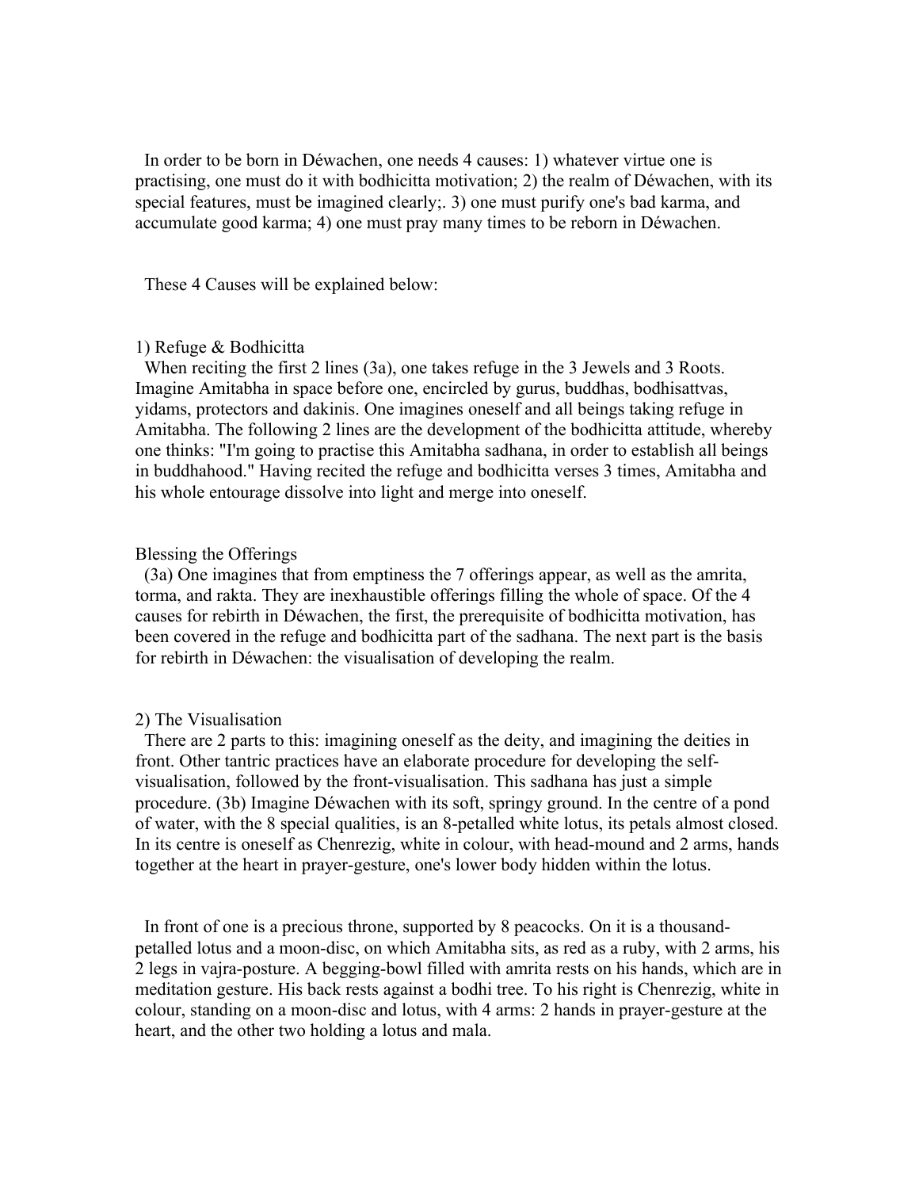In order to be born in Déwachen, one needs 4 causes: 1) whatever virtue one is practising, one must do it with bodhicitta motivation; 2) the realm of Déwachen, with its special features, must be imagined clearly;. 3) one must purify one's bad karma, and accumulate good karma; 4) one must pray many times to be reborn in Déwachen.

These 4 Causes will be explained below:

1) Refuge & Bodhicitta

When reciting the first 2 lines (3a), one takes refuge in the 3 Jewels and 3 Roots. Imagine Amitabha in space before one, encircled by gurus, buddhas, bodhisattvas, yidams, protectors and dakinis. One imagines oneself and all beings taking refuge in Amitabha. The following 2 lines are the development of the bodhicitta attitude, whereby one thinks: "I'm going to practise this Amitabha sadhana, in order to establish all beings in buddhahood." Having recited the refuge and bodhicitta verses 3 times, Amitabha and his whole entourage dissolve into light and merge into oneself.

Blessing the Offerings

(3a) One imagines that from emptiness the 7 offerings appear, as well as the amrita, torma, and rakta. They are inexhaustible offerings filling the whole of space. Of the 4 causes for rebirth in Déwachen, the first, the prerequisite of bodhicitta motivation, has been covered in the refuge and bodhicitta part of the sadhana. The next part is the basis for rebirth in Déwachen: the visualisation of developing the realm.

2) The Visualisation

There are 2 parts to this: imagining oneself as the deity, and imagining the deities in front. Other tantric practices have an elaborate procedure for developing the self-visualisation, followed by the front-visualisation. This sadhana has just a simple procedure. (3b) Imagine Déwachen with its soft, springy ground. In the centre of a pond of water, with the 8 special qualities, is an 8-petalled white lotus, its petals almost closed. In its centre is oneself as Chenrezig, white in colour, with head-mound and 2 arms, hands together at the heart in prayer-gesture, one's lower body hidden within the lotus.

In front of one is a precious throne, supported by 8 peacocks. On it is a thousand-petalled lotus and a moon-disc, on which Amitabha sits, as red as a ruby, with 2 arms, his 2 legs in vajra-posture. A begging-bowl filled with amrita rests on his hands, which are in meditation gesture. His back rests against a bodhi tree. To his right is Chenrezig, white in colour, standing on a moon-disc and lotus, with 4 arms: 2 hands in prayer-gesture at the heart, and the other two holding a lotus and mala.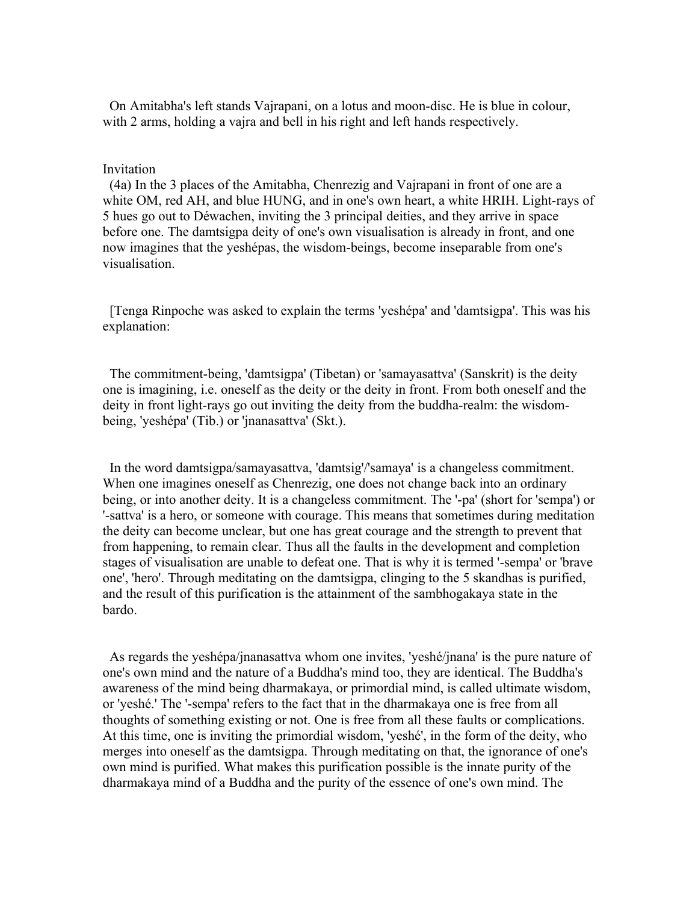On Amitabha's left stands Vajrapani, on a lotus and moon-disc. He is blue in colour, with 2 arms, holding a vajra and bell in his right and left hands respectively.

### Invitation

(4a) In the 3 places of the Amitabha, Chenrezig and Vajrapani in front of one are a white OM, red AH, and blue HUNG, and in one's own heart, a white HRIH. Light-rays of 5 hues go out to Déwachen, inviting the 3 principal deities, and they arrive in space before one. The damtsigpa deity of one's own visualisation is already in front, and one now imagines that the yeshépas, the wisdom-beings, become inseparable from one's visualisation.

[Tenga Rinpoche was asked to explain the terms 'yeshépa' and 'damtsigpa'. This was his explanation:

The commitment-being, 'damtsigpa' (Tibetan) or 'samayasattva' (Sanskrit) is the deity one is imagining, i.e. oneself as the deity or the deity in front. From both oneself and the deity in front light-rays go out inviting the deity from the buddha-realm: the wisdom-being, 'yeshépa' (Tib.) or 'jnanasattva' (Skt.).

In the word damtsigpa/samayasattva, 'damtsig'/'samaya' is a changeless commitment. When one imagines oneself as Chenrezig, one does not change back into an ordinary being, or into another deity. It is a changeless commitment. The '-pa' (short for 'sempa') or '-sattva' is a hero, or someone with courage. This means that sometimes during meditation the deity can become unclear, but one has great courage and the strength to prevent that from happening, to remain clear. Thus all the faults in the development and completion stages of visualisation are unable to defeat one. That is why it is termed '-sempa' or 'brave one', 'hero'. Through meditating on the damtsigpa, clinging to the 5 skandhas is purified, and the result of this purification is the attainment of the sambhogakaya state in the bardo.

As regards the yeshépa/jnanasattva whom one invites, 'yeshé/jnana' is the pure nature of one's own mind and the nature of a Buddha's mind too, they are identical. The Buddha's awareness of the mind being dharmakaya, or primordial mind, is called ultimate wisdom, or 'yeshé.' The '-sempa' refers to the fact that in the dharmakaya one is free from all thoughts of something existing or not. One is free from all these faults or complications. At this time, one is inviting the primordial wisdom, 'yeshé', in the form of the deity, who merges into oneself as the damtsigpa. Through meditating on that, the ignorance of one's own mind is purified. What makes this purification possible is the innate purity of the dharmakaya mind of a Buddha and the purity of the essence of one's own mind. The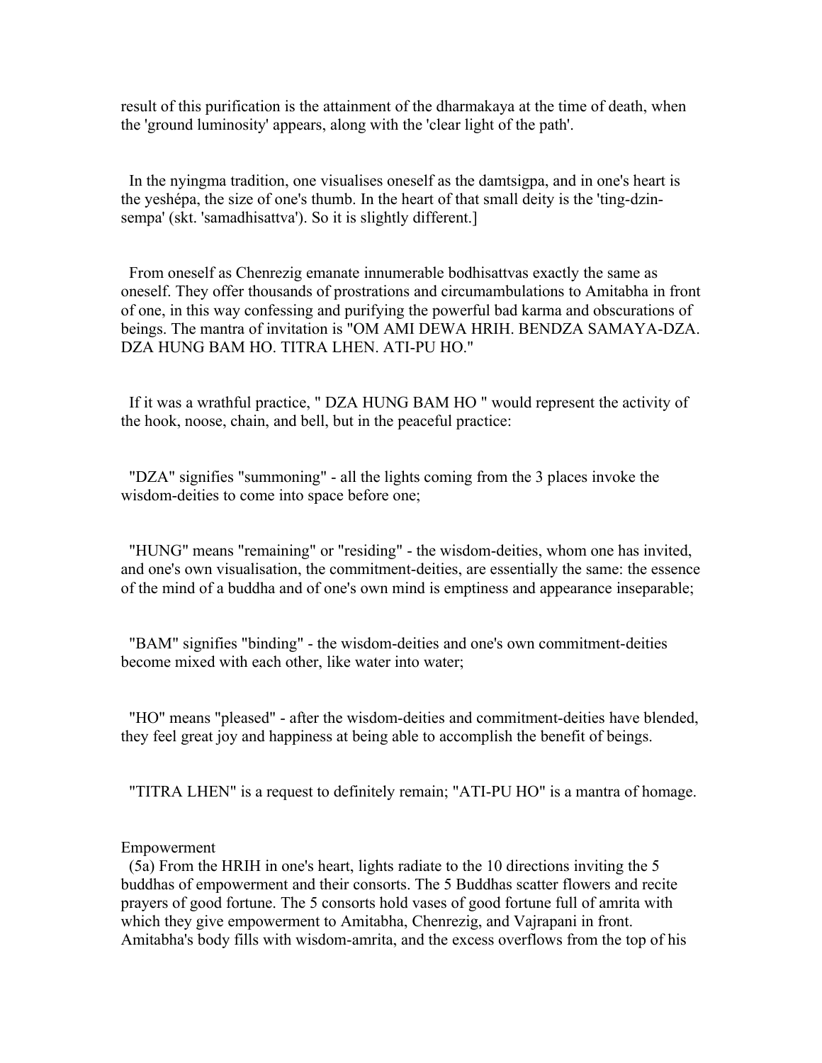result of this purification is the attainment of the dharmakaya at the time of death, when the 'ground luminosity' appears, along with the 'clear light of the path'.

In the nyingma tradition, one visualises oneself as the damtsigpa, and in one's heart is the yeshépa, the size of one's thumb. In the heart of that small deity is the 'ting-dzin-sempa' (skt. 'samadhisattva'). So it is slightly different.]

From oneself as Chenrezig emanate innumerable bodhisattvas exactly the same as oneself. They offer thousands of prostrations and circumambulations to Amitabha in front of one, in this way confessing and purifying the powerful bad karma and obscurations of beings. The mantra of invitation is "OM AMI DEWA HRIH. BENDZA SAMAYA-DZA. DZA HUNG BAM HO. TITRA LHEN. ATI-PU HO."

If it was a wrathful practice, " DZA HUNG BAM HO " would represent the activity of the hook, noose, chain, and bell, but in the peaceful practice:

"DZA" signifies "summoning" - all the lights coming from the 3 places invoke the wisdom-deities to come into space before one;

"HUNG" means "remaining" or "residing" - the wisdom-deities, whom one has invited, and one's own visualisation, the commitment-deities, are essentially the same: the essence of the mind of a buddha and of one's own mind is emptiness and appearance inseparable;

"BAM" signifies "binding" - the wisdom-deities and one's own commitment-deities become mixed with each other, like water into water;

"HO" means "pleased" - after the wisdom-deities and commitment-deities have blended, they feel great joy and happiness at being able to accomplish the benefit of beings.

"TITRA LHEN" is a request to definitely remain; "ATI-PU HO" is a mantra of homage.

Empowerment

(5a) From the HRIH in one's heart, lights radiate to the 10 directions inviting the 5 buddhas of empowerment and their consorts. The 5 Buddhas scatter flowers and recite prayers of good fortune. The 5 consorts hold vases of good fortune full of amrita with which they give empowerment to Amitabha, Chenrezig, and Vajrapani in front. Amitabha's body fills with wisdom-amrita, and the excess overflows from the top of his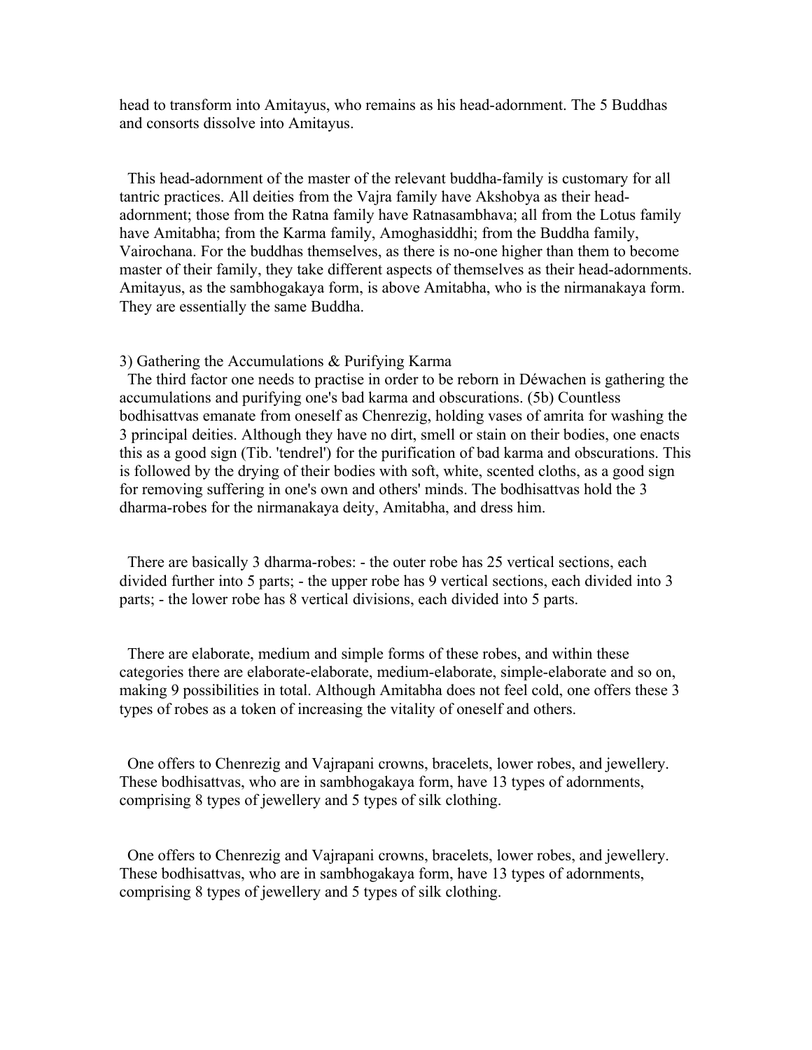head to transform into Amitayus, who remains as his head-adornment. The 5 Buddhas and consorts dissolve into Amitayus.

This head-adornment of the master of the relevant buddha-family is customary for all tantric practices. All deities from the Vajra family have Akshobya as their head-adornment; those from the Ratna family have Ratnasambhava; all from the Lotus family have Amitabha; from the Karma family, Amoghasiddhi; from the Buddha family, Vairochana. For the buddhas themselves, as there is no-one higher than them to become master of their family, they take different aspects of themselves as their head-adornments. Amitayus, as the sambhogakaya form, is above Amitabha, who is the nirmanakaya form. They are essentially the same Buddha.

3) Gathering the Accumulations & Purifying Karma

The third factor one needs to practise in order to be reborn in Déwachen is gathering the accumulations and purifying one's bad karma and obscurations. (5b) Countless bodhisattvas emanate from oneself as Chenrezig, holding vases of amrita for washing the 3 principal deities. Although they have no dirt, smell or stain on their bodies, one enacts this as a good sign (Tib. 'tendrel') for the purification of bad karma and obscurations. This is followed by the drying of their bodies with soft, white, scented cloths, as a good sign for removing suffering in one's own and others' minds. The bodhisattvas hold the 3 dharma-robes for the nirmanakaya deity, Amitabha, and dress him.

There are basically 3 dharma-robes: - the outer robe has 25 vertical sections, each divided further into 5 parts; - the upper robe has 9 vertical sections, each divided into 3 parts; - the lower robe has 8 vertical divisions, each divided into 5 parts.

There are elaborate, medium and simple forms of these robes, and within these categories there are elaborate-elaborate, medium-elaborate, simple-elaborate and so on, making 9 possibilities in total. Although Amitabha does not feel cold, one offers these 3 types of robes as a token of increasing the vitality of oneself and others.

One offers to Chenrezig and Vajrapani crowns, bracelets, lower robes, and jewellery. These bodhisattvas, who are in sambhogakaya form, have 13 types of adornments, comprising 8 types of jewellery and 5 types of silk clothing.

One offers to Chenrezig and Vajrapani crowns, bracelets, lower robes, and jewellery. These bodhisattvas, who are in sambhogakaya form, have 13 types of adornments, comprising 8 types of jewellery and 5 types of silk clothing.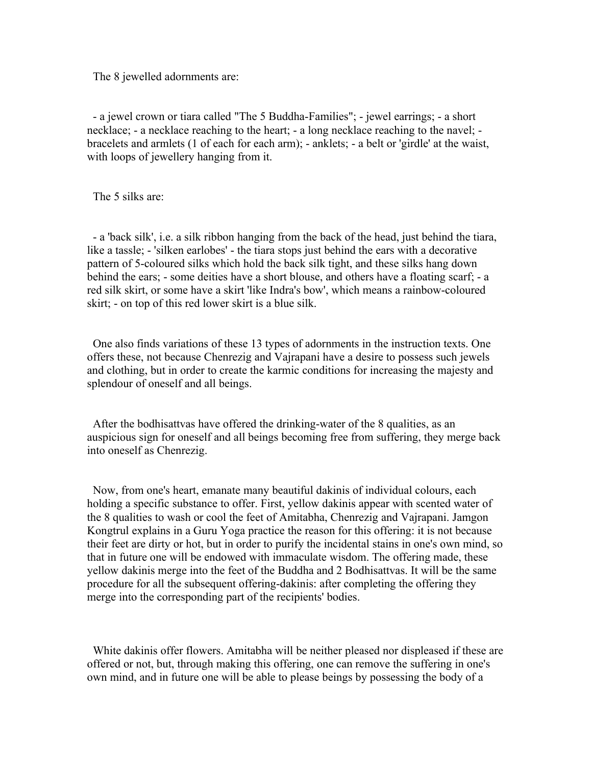The 8 jewelled adornments are:

- a jewel crown or tiara called "The 5 Buddha-Families"; - jewel earrings; - a short necklace; - a necklace reaching to the heart; - a long necklace reaching to the navel; - bracelets and armlets (1 of each for each arm); - anklets; - a belt or 'girdle' at the waist, with loops of jewellery hanging from it.

The 5 silks are:

- a 'back silk', i.e. a silk ribbon hanging from the back of the head, just behind the tiara, like a tassle; - 'silken earlobes' - the tiara stops just behind the ears with a decorative pattern of 5-coloured silks which hold the back silk tight, and these silks hang down behind the ears; - some deities have a short blouse, and others have a floating scarf; - a red silk skirt, or some have a skirt 'like Indra's bow', which means a rainbow-coloured skirt; - on top of this red lower skirt is a blue silk.

One also finds variations of these 13 types of adornments in the instruction texts. One offers these, not because Chenrezig and Vajrapani have a desire to possess such jewels and clothing, but in order to create the karmic conditions for increasing the majesty and splendour of oneself and all beings.

After the bodhisattvas have offered the drinking-water of the 8 qualities, as an auspicious sign for oneself and all beings becoming free from suffering, they merge back into oneself as Chenrezig.

Now, from one's heart, emanate many beautiful dakinis of individual colours, each holding a specific substance to offer. First, yellow dakinis appear with scented water of the 8 qualities to wash or cool the feet of Amitabha, Chenrezig and Vajrapani. Jamgon Kongtrul explains in a Guru Yoga practice the reason for this offering: it is not because their feet are dirty or hot, but in order to purify the incidental stains in one's own mind, so that in future one will be endowed with immaculate wisdom. The offering made, these yellow dakinis merge into the feet of the Buddha and 2 Bodhisattvas. It will be the same procedure for all the subsequent offering-dakinis: after completing the offering they merge into the corresponding part of the recipients' bodies.

White dakinis offer flowers. Amitabha will be neither pleased nor displeased if these are offered or not, but, through making this offering, one can remove the suffering in one's own mind, and in future one will be able to please beings by possessing the body of a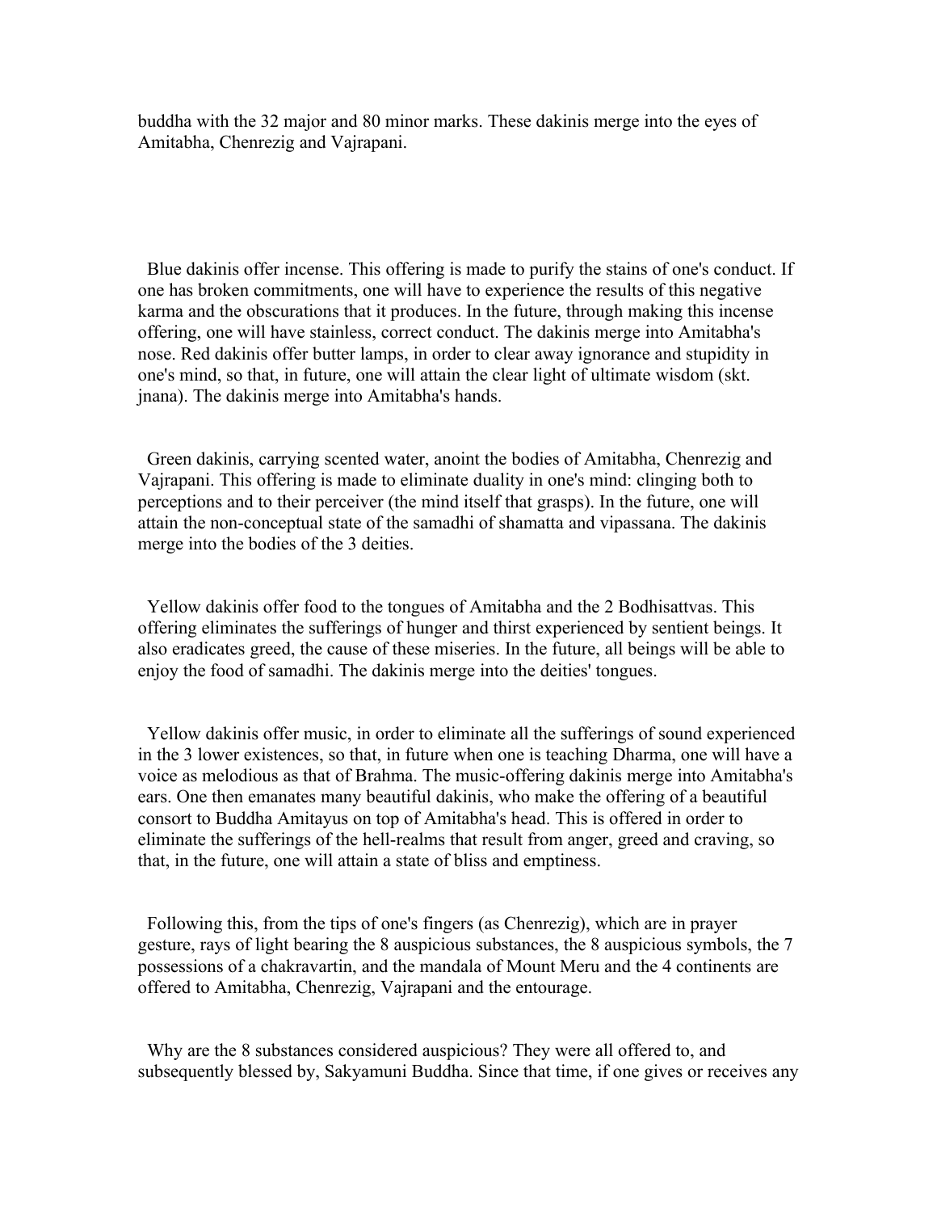buddha with the 32 major and 80 minor marks. These dakinis merge into the eyes of Amitabha, Chenrezig and Vajrapani.

Blue dakinis offer incense. This offering is made to purify the stains of one's conduct. If one has broken commitments, one will have to experience the results of this negative karma and the obscurations that it produces. In the future, through making this incense offering, one will have stainless, correct conduct. The dakinis merge into Amitabha's nose. Red dakinis offer butter lamps, in order to clear away ignorance and stupidity in one's mind, so that, in future, one will attain the clear light of ultimate wisdom (skt. jnana). The dakinis merge into Amitabha's hands.

Green dakinis, carrying scented water, anoint the bodies of Amitabha, Chenrezig and Vajrapani. This offering is made to eliminate duality in one's mind: clinging both to perceptions and to their perceiver (the mind itself that grasps). In the future, one will attain the non-conceptual state of the samadhi of shamatta and vipassana. The dakinis merge into the bodies of the 3 deities.

Yellow dakinis offer food to the tongues of Amitabha and the 2 Bodhisattvas. This offering eliminates the sufferings of hunger and thirst experienced by sentient beings. It also eradicates greed, the cause of these miseries. In the future, all beings will be able to enjoy the food of samadhi. The dakinis merge into the deities' tongues.

Yellow dakinis offer music, in order to eliminate all the sufferings of sound experienced in the 3 lower existences, so that, in future when one is teaching Dharma, one will have a voice as melodious as that of Brahma. The music-offering dakinis merge into Amitabha's ears. One then emanates many beautiful dakinis, who make the offering of a beautiful consort to Buddha Amitayus on top of Amitabha's head. This is offered in order to eliminate the sufferings of the hell-realms that result from anger, greed and craving, so that, in the future, one will attain a state of bliss and emptiness.

Following this, from the tips of one's fingers (as Chenrezig), which are in prayer gesture, rays of light bearing the 8 auspicious substances, the 8 auspicious symbols, the 7 possessions of a chakravartin, and the mandala of Mount Meru and the 4 continents are offered to Amitabha, Chenrezig, Vajrapani and the entourage.

Why are the 8 substances considered auspicious? They were all offered to, and subsequently blessed by, Sakyamuni Buddha. Since that time, if one gives or receives any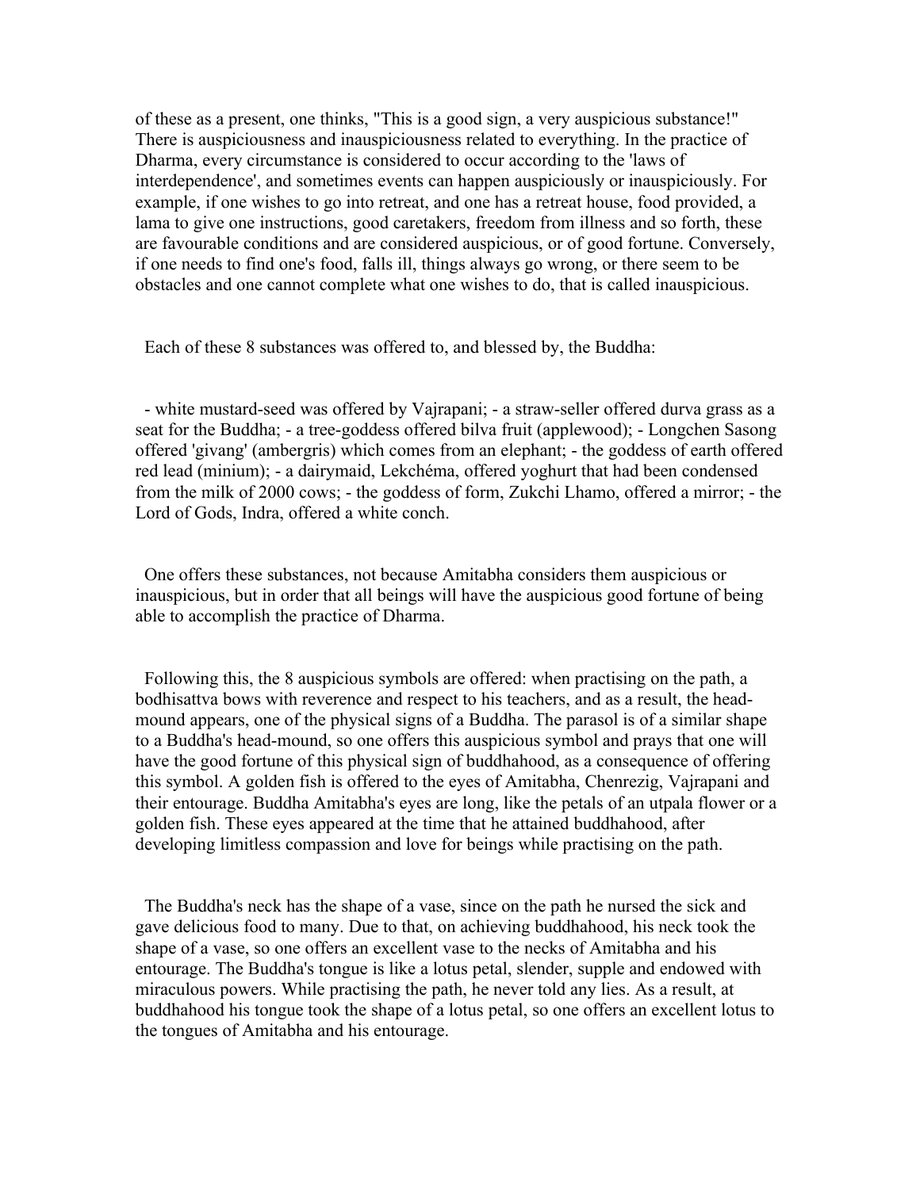of these as a present, one thinks, "This is a good sign, a very auspicious substance!" There is auspiciousness and inauspiciousness related to everything. In the practice of Dharma, every circumstance is considered to occur according to the 'laws of interdependence', and sometimes events can happen auspiciously or inauspiciously. For example, if one wishes to go into retreat, and one has a retreat house, food provided, a lama to give one instructions, good caretakers, freedom from illness and so forth, these are favourable conditions and are considered auspicious, or of good fortune. Conversely, if one needs to find one's food, falls ill, things always go wrong, or there seem to be obstacles and one cannot complete what one wishes to do, that is called inauspicious.

Each of these 8 substances was offered to, and blessed by, the Buddha:

- white mustard-seed was offered by Vajrapani; - a straw-seller offered durva grass as a seat for the Buddha; - a tree-goddess offered bilva fruit (applewood); - Longchen Sasong offered 'givang' (ambergris) which comes from an elephant; - the goddess of earth offered red lead (minium); - a dairymaid, Lekchéma, offered yoghurt that had been condensed from the milk of 2000 cows; - the goddess of form, Zukchi Lhamo, offered a mirror; - the Lord of Gods, Indra, offered a white conch.

One offers these substances, not because Amitabha considers them auspicious or inauspicious, but in order that all beings will have the auspicious good fortune of being able to accomplish the practice of Dharma.

Following this, the 8 auspicious symbols are offered: when practising on the path, a bodhisattva bows with reverence and respect to his teachers, and as a result, the head-mound appears, one of the physical signs of a Buddha. The parasol is of a similar shape to a Buddha's head-mound, so one offers this auspicious symbol and prays that one will have the good fortune of this physical sign of buddhahood, as a consequence of offering this symbol. A golden fish is offered to the eyes of Amitabha, Chenrezig, Vajrapani and their entourage. Buddha Amitabha's eyes are long, like the petals of an utpala flower or a golden fish. These eyes appeared at the time that he attained buddhahood, after developing limitless compassion and love for beings while practising on the path.

The Buddha's neck has the shape of a vase, since on the path he nursed the sick and gave delicious food to many. Due to that, on achieving buddhahood, his neck took the shape of a vase, so one offers an excellent vase to the necks of Amitabha and his entourage. The Buddha's tongue is like a lotus petal, slender, supple and endowed with miraculous powers. While practising the path, he never told any lies. As a result, at buddhahood his tongue took the shape of a lotus petal, so one offers an excellent lotus to the tongues of Amitabha and his entourage.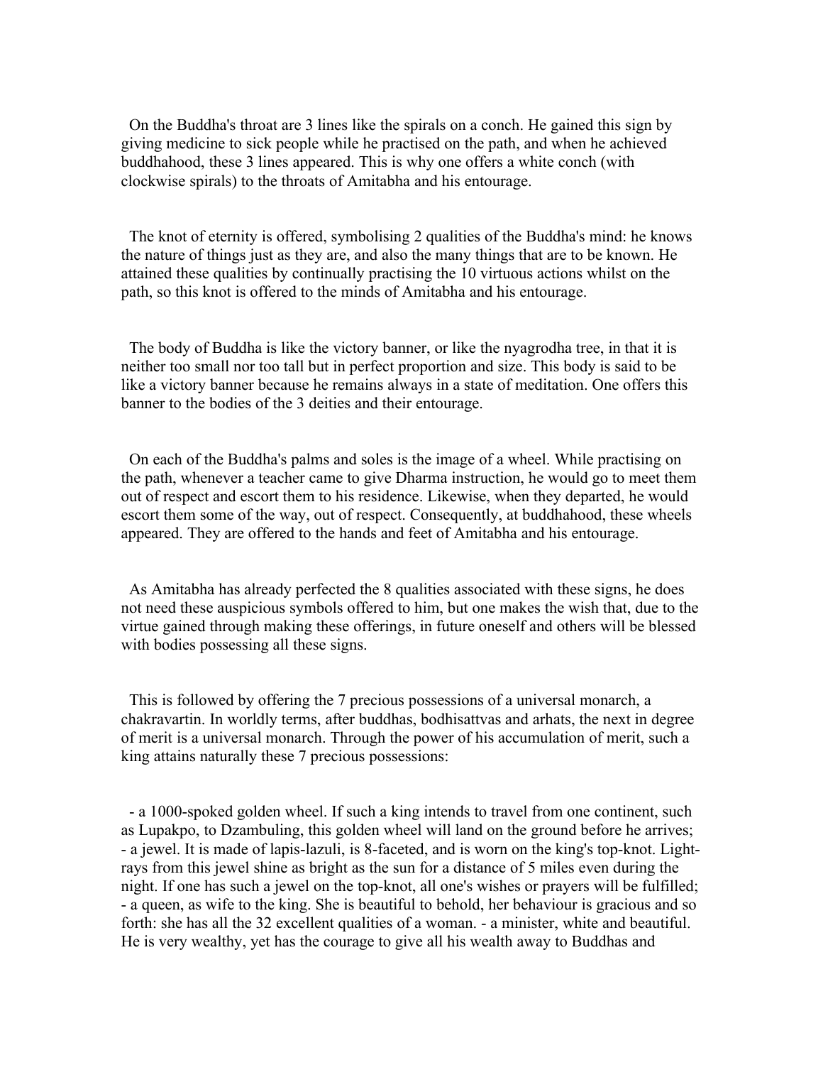On the Buddha's throat are 3 lines like the spirals on a conch. He gained this sign by giving medicine to sick people while he practised on the path, and when he achieved buddhahood, these 3 lines appeared. This is why one offers a white conch (with clockwise spirals) to the throats of Amitabha and his entourage.

The knot of eternity is offered, symbolising 2 qualities of the Buddha's mind: he knows the nature of things just as they are, and also the many things that are to be known. He attained these qualities by continually practising the 10 virtuous actions whilst on the path, so this knot is offered to the minds of Amitabha and his entourage.

The body of Buddha is like the victory banner, or like the nyagrodha tree, in that it is neither too small nor too tall but in perfect proportion and size. This body is said to be like a victory banner because he remains always in a state of meditation. One offers this banner to the bodies of the 3 deities and their entourage.

On each of the Buddha's palms and soles is the image of a wheel. While practising on the path, whenever a teacher came to give Dharma instruction, he would go to meet them out of respect and escort them to his residence. Likewise, when they departed, he would escort them some of the way, out of respect. Consequently, at buddhahood, these wheels appeared. They are offered to the hands and feet of Amitabha and his entourage.

As Amitabha has already perfected the 8 qualities associated with these signs, he does not need these auspicious symbols offered to him, but one makes the wish that, due to the virtue gained through making these offerings, in future oneself and others will be blessed with bodies possessing all these signs.

This is followed by offering the 7 precious possessions of a universal monarch, a chakravartin. In worldly terms, after buddhas, bodhisattvas and arhats, the next in degree of merit is a universal monarch. Through the power of his accumulation of merit, such a king attains naturally these 7 precious possessions:

- a 1000-spoked golden wheel. If such a king intends to travel from one continent, such as Lupakpo, to Dzambuling, this golden wheel will land on the ground before he arrives;
- a jewel. It is made of lapis-lazuli, is 8-faceted, and is worn on the king's top-knot. Light-rays from this jewel shine as bright as the sun for a distance of 5 miles even during the night. If one has such a jewel on the top-knot, all one's wishes or prayers will be fulfilled;
- a queen, as wife to the king. She is beautiful to behold, her behaviour is gracious and so forth: she has all the 32 excellent qualities of a woman.
- a minister, white and beautiful. He is very wealthy, yet has the courage to give all his wealth away to Buddhas and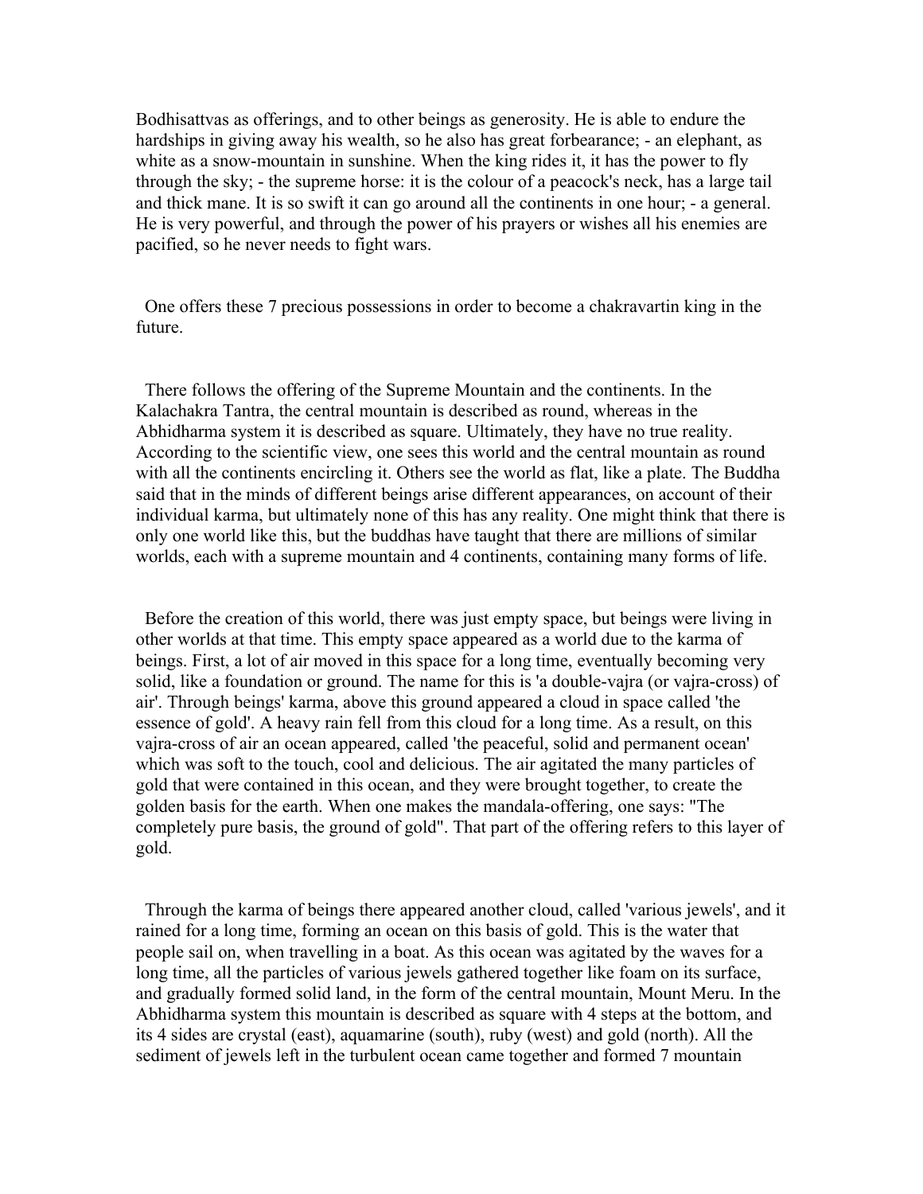Bodhisattvas as offerings, and to other beings as generosity. He is able to endure the hardships in giving away his wealth, so he also has great forbearance; - an elephant, as white as a snow-mountain in sunshine. When the king rides it, it has the power to fly through the sky; - the supreme horse: it is the colour of a peacock's neck, has a large tail and thick mane. It is so swift it can go around all the continents in one hour; - a general. He is very powerful, and through the power of his prayers or wishes all his enemies are pacified, so he never needs to fight wars.

One offers these 7 precious possessions in order to become a chakravartin king in the future.

There follows the offering of the Supreme Mountain and the continents. In the Kalachakra Tantra, the central mountain is described as round, whereas in the Abhidharma system it is described as square. Ultimately, they have no true reality. According to the scientific view, one sees this world and the central mountain as round with all the continents encircling it. Others see the world as flat, like a plate. The Buddha said that in the minds of different beings arise different appearances, on account of their individual karma, but ultimately none of this has any reality. One might think that there is only one world like this, but the buddhas have taught that there are millions of similar worlds, each with a supreme mountain and 4 continents, containing many forms of life.

Before the creation of this world, there was just empty space, but beings were living in other worlds at that time. This empty space appeared as a world due to the karma of beings. First, a lot of air moved in this space for a long time, eventually becoming very solid, like a foundation or ground. The name for this is 'a double-vajra (or vajra-cross) of air'. Through beings' karma, above this ground appeared a cloud in space called 'the essence of gold'. A heavy rain fell from this cloud for a long time. As a result, on this vajra-cross of air an ocean appeared, called 'the peaceful, solid and permanent ocean' which was soft to the touch, cool and delicious. The air agitated the many particles of gold that were contained in this ocean, and they were brought together, to create the golden basis for the earth. When one makes the mandala-offering, one says: "The completely pure basis, the ground of gold". That part of the offering refers to this layer of gold.

Through the karma of beings there appeared another cloud, called 'various jewels', and it rained for a long time, forming an ocean on this basis of gold. This is the water that people sail on, when travelling in a boat. As this ocean was agitated by the waves for a long time, all the particles of various jewels gathered together like foam on its surface, and gradually formed solid land, in the form of the central mountain, Mount Meru. In the Abhidharma system this mountain is described as square with 4 steps at the bottom, and its 4 sides are crystal (east), aquamarine (south), ruby (west) and gold (north). All the sediment of jewels left in the turbulent ocean came together and formed 7 mountain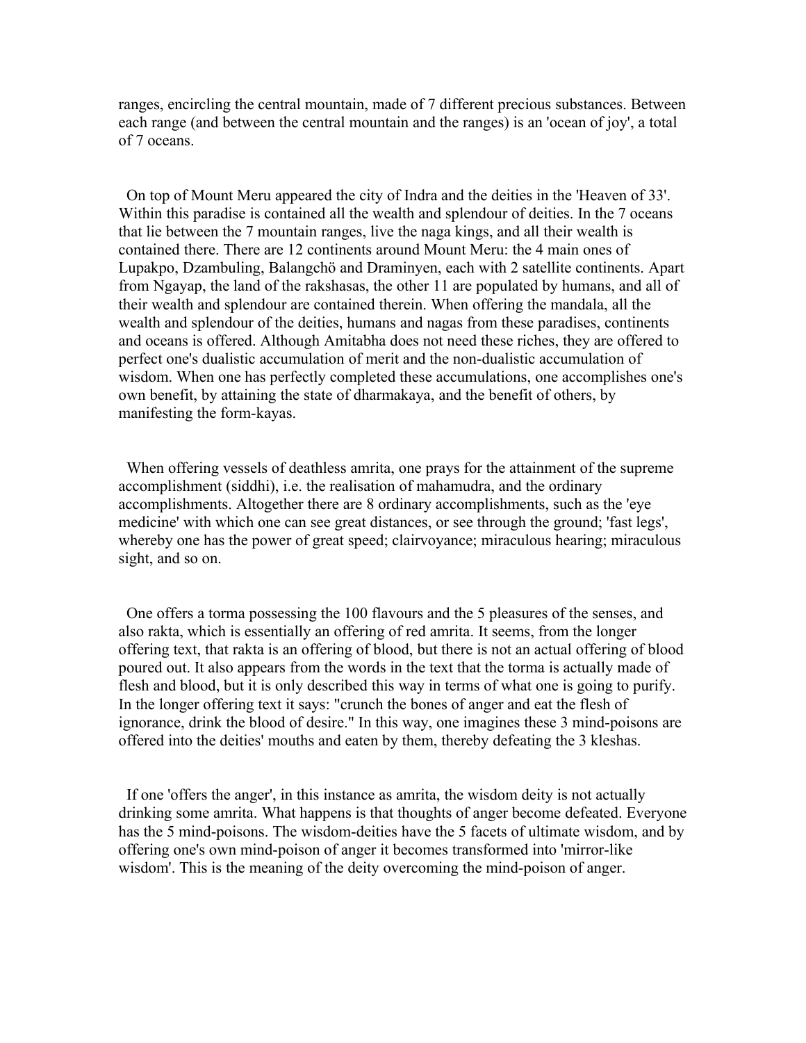ranges, encircling the central mountain, made of 7 different precious substances. Between each range (and between the central mountain and the ranges) is an 'ocean of joy', a total of 7 oceans.

On top of Mount Meru appeared the city of Indra and the deities in the 'Heaven of 33'. Within this paradise is contained all the wealth and splendour of deities. In the 7 oceans that lie between the 7 mountain ranges, live the naga kings, and all their wealth is contained there. There are 12 continents around Mount Meru: the 4 main ones of Lupakpo, Dzambuling, Balangchö and Draminyen, each with 2 satellite continents. Apart from Ngayap, the land of the rakshasas, the other 11 are populated by humans, and all of their wealth and splendour are contained therein. When offering the mandala, all the wealth and splendour of the deities, humans and nagas from these paradises, continents and oceans is offered. Although Amitabha does not need these riches, they are offered to perfect one's dualistic accumulation of merit and the non-dualistic accumulation of wisdom. When one has perfectly completed these accumulations, one accomplishes one's own benefit, by attaining the state of dharmakaya, and the benefit of others, by manifesting the form-kayas.

When offering vessels of deathless amrita, one prays for the attainment of the supreme accomplishment (siddhi), i.e. the realisation of mahamudra, and the ordinary accomplishments. Altogether there are 8 ordinary accomplishments, such as the 'eye medicine' with which one can see great distances, or see through the ground; 'fast legs', whereby one has the power of great speed; clairvoyance; miraculous hearing; miraculous sight, and so on.

One offers a torma possessing the 100 flavours and the 5 pleasures of the senses, and also rakta, which is essentially an offering of red amrita. It seems, from the longer offering text, that rakta is an offering of blood, but there is not an actual offering of blood poured out. It also appears from the words in the text that the torma is actually made of flesh and blood, but it is only described this way in terms of what one is going to purify. In the longer offering text it says: "crunch the bones of anger and eat the flesh of ignorance, drink the blood of desire." In this way, one imagines these 3 mind-poisons are offered into the deities' mouths and eaten by them, thereby defeating the 3 kleshas.

If one 'offers the anger', in this instance as amrita, the wisdom deity is not actually drinking some amrita. What happens is that thoughts of anger become defeated. Everyone has the 5 mind-poisons. The wisdom-deities have the 5 facets of ultimate wisdom, and by offering one's own mind-poison of anger it becomes transformed into 'mirror-like wisdom'. This is the meaning of the deity overcoming the mind-poison of anger.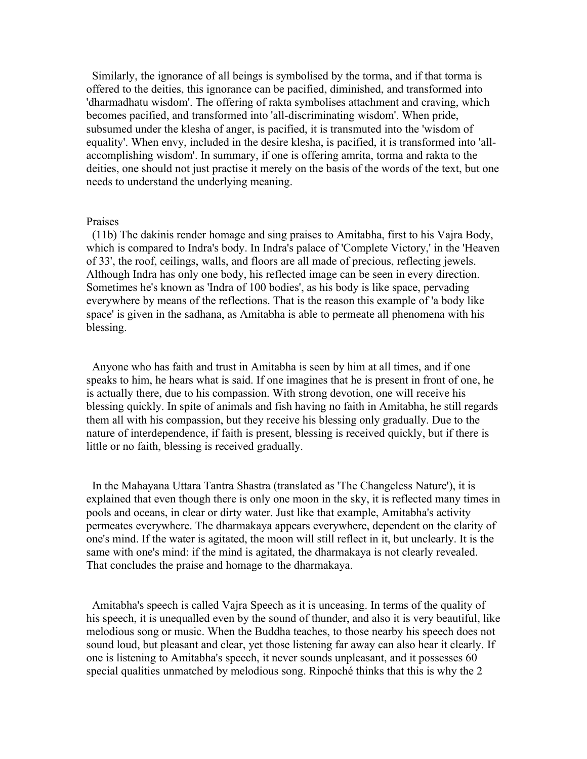Similarly, the ignorance of all beings is symbolised by the torma, and if that torma is offered to the deities, this ignorance can be pacified, diminished, and transformed into 'dharmadhatu wisdom'. The offering of rakta symbolises attachment and craving, which becomes pacified, and transformed into 'all-discriminating wisdom'. When pride, subsumed under the klesha of anger, is pacified, it is transmuted into the 'wisdom of equality'. When envy, included in the desire klesha, is pacified, it is transformed into 'all-accomplishing wisdom'. In summary, if one is offering amrita, torma and rakta to the deities, one should not just practise it merely on the basis of the words of the text, but one needs to understand the underlying meaning.

## Praises

(11b) The dakinis render homage and sing praises to Amitabha, first to his Vajra Body, which is compared to Indra's body. In Indra's palace of 'Complete Victory,' in the 'Heaven of 33', the roof, ceilings, walls, and floors are all made of precious, reflecting jewels. Although Indra has only one body, his reflected image can be seen in every direction. Sometimes he's known as 'Indra of 100 bodies', as his body is like space, pervading everywhere by means of the reflections. That is the reason this example of 'a body like space' is given in the sadhana, as Amitabha is able to permeate all phenomena with his blessing.

Anyone who has faith and trust in Amitabha is seen by him at all times, and if one speaks to him, he hears what is said. If one imagines that he is present in front of one, he is actually there, due to his compassion. With strong devotion, one will receive his blessing quickly. In spite of animals and fish having no faith in Amitabha, he still regards them all with his compassion, but they receive his blessing only gradually. Due to the nature of interdependence, if faith is present, blessing is received quickly, but if there is little or no faith, blessing is received gradually.

In the Mahayana Uttara Tantra Shastra (translated as 'The Changeless Nature'), it is explained that even though there is only one moon in the sky, it is reflected many times in pools and oceans, in clear or dirty water. Just like that example, Amitabha's activity permeates everywhere. The dharmakaya appears everywhere, dependent on the clarity of one's mind. If the water is agitated, the moon will still reflect in it, but unclearly. It is the same with one's mind: if the mind is agitated, the dharmakaya is not clearly revealed. That concludes the praise and homage to the dharmakaya.

Amitabha's speech is called Vajra Speech as it is unceasing. In terms of the quality of his speech, it is unequalled even by the sound of thunder, and also it is very beautiful, like melodious song or music. When the Buddha teaches, to those nearby his speech does not sound loud, but pleasant and clear, yet those listening far away can also hear it clearly. If one is listening to Amitabha's speech, it never sounds unpleasant, and it possesses 60 special qualities unmatched by melodious song. Rinpoché thinks that this is why the 2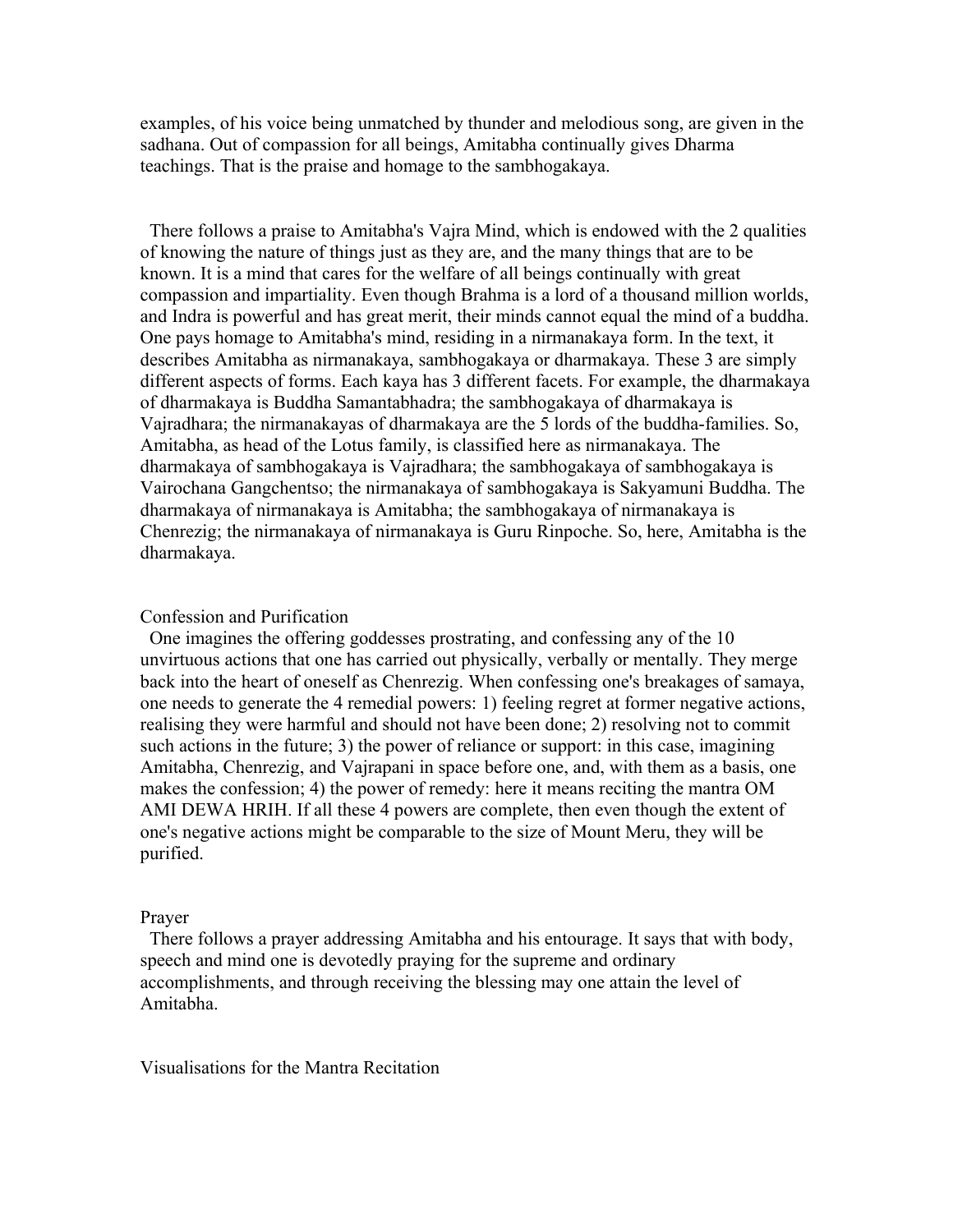examples, of his voice being unmatched by thunder and melodious song, are given in the sadhana. Out of compassion for all beings, Amitabha continually gives Dharma teachings. That is the praise and homage to the sambhogakaya.

There follows a praise to Amitabha's Vajra Mind, which is endowed with the 2 qualities of knowing the nature of things just as they are, and the many things that are to be known. It is a mind that cares for the welfare of all beings continually with great compassion and impartiality. Even though Brahma is a lord of a thousand million worlds, and Indra is powerful and has great merit, their minds cannot equal the mind of a buddha. One pays homage to Amitabha's mind, residing in a nirmanakaya form. In the text, it describes Amitabha as nirmanakaya, sambhogakaya or dharmakaya. These 3 are simply different aspects of forms. Each kaya has 3 different facets. For example, the dharmakaya of dharmakaya is Buddha Samantabhadra; the sambhogakaya of dharmakaya is Vajradhara; the nirmanakayas of dharmakaya are the 5 lords of the buddha-families. So, Amitabha, as head of the Lotus family, is classified here as nirmanakaya. The dharmakaya of sambhogakaya is Vajradhara; the sambhogakaya of sambhogakaya is Vairochana Gangchentso; the nirmanakaya of sambhogakaya is Sakyamuni Buddha. The dharmakaya of nirmanakaya is Amitabha; the sambhogakaya of nirmanakaya is Chenrezig; the nirmanakaya of nirmanakaya is Guru Rinpoche. So, here, Amitabha is the dharmakaya.

Confession and Purification

One imagines the offering goddesses prostrating, and confessing any of the 10 unvirtuous actions that one has carried out physically, verbally or mentally. They merge back into the heart of oneself as Chenrezig. When confessing one's breakages of samaya, one needs to generate the 4 remedial powers: 1) feeling regret at former negative actions, realising they were harmful and should not have been done; 2) resolving not to commit such actions in the future; 3) the power of reliance or support: in this case, imagining Amitabha, Chenrezig, and Vajrapani in space before one, and, with them as a basis, one makes the confession; 4) the power of remedy: here it means reciting the mantra OM AMI DEWA HRIH. If all these 4 powers are complete, then even though the extent of one's negative actions might be comparable to the size of Mount Meru, they will be purified.

Prayer

There follows a prayer addressing Amitabha and his entourage. It says that with body, speech and mind one is devotedly praying for the supreme and ordinary accomplishments, and through receiving the blessing may one attain the level of Amitabha.

Visualisations for the Mantra Recitation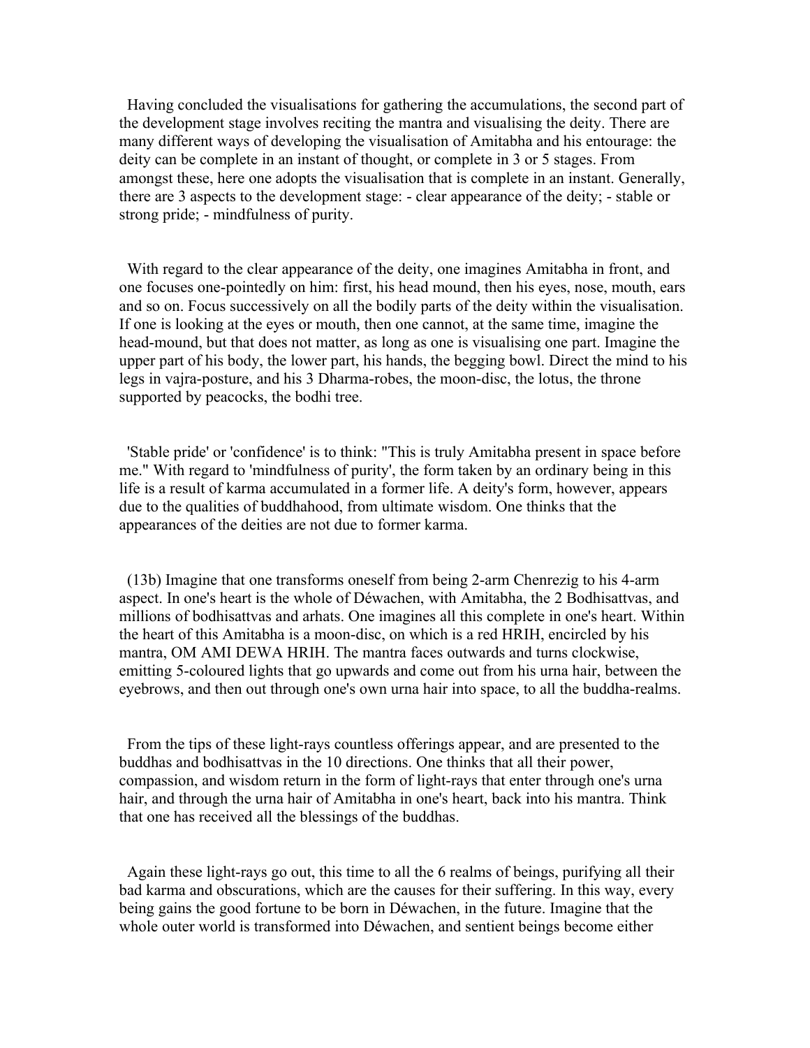Having concluded the visualisations for gathering the accumulations, the second part of the development stage involves reciting the mantra and visualising the deity. There are many different ways of developing the visualisation of Amitabha and his entourage: the deity can be complete in an instant of thought, or complete in 3 or 5 stages. From amongst these, here one adopts the visualisation that is complete in an instant. Generally, there are 3 aspects to the development stage: - clear appearance of the deity; - stable or strong pride; - mindfulness of purity.

With regard to the clear appearance of the deity, one imagines Amitabha in front, and one focuses one-pointedly on him: first, his head mound, then his eyes, nose, mouth, ears and so on. Focus successively on all the bodily parts of the deity within the visualisation. If one is looking at the eyes or mouth, then one cannot, at the same time, imagine the head-mound, but that does not matter, as long as one is visualising one part. Imagine the upper part of his body, the lower part, his hands, the begging bowl. Direct the mind to his legs in vajra-posture, and his 3 Dharma-robes, the moon-disc, the lotus, the throne supported by peacocks, the bodhi tree.

'Stable pride' or 'confidence' is to think: "This is truly Amitabha present in space before me." With regard to 'mindfulness of purity', the form taken by an ordinary being in this life is a result of karma accumulated in a former life. A deity's form, however, appears due to the qualities of buddhahood, from ultimate wisdom. One thinks that the appearances of the deities are not due to former karma.

(13b) Imagine that one transforms oneself from being 2-arm Chenrezig to his 4-arm aspect. In one's heart is the whole of Déwachen, with Amitabha, the 2 Bodhisattvas, and millions of bodhisattvas and arhats. One imagines all this complete in one's heart. Within the heart of this Amitabha is a moon-disc, on which is a red HRIH, encircled by his mantra, OM AMI DEWA HRIH. The mantra faces outwards and turns clockwise, emitting 5-coloured lights that go upwards and come out from his urna hair, between the eyebrows, and then out through one's own urna hair into space, to all the buddha-realms.

From the tips of these light-rays countless offerings appear, and are presented to the buddhas and bodhisattvas in the 10 directions. One thinks that all their power, compassion, and wisdom return in the form of light-rays that enter through one's urna hair, and through the urna hair of Amitabha in one's heart, back into his mantra. Think that one has received all the blessings of the buddhas.

Again these light-rays go out, this time to all the 6 realms of beings, purifying all their bad karma and obscurations, which are the causes for their suffering. In this way, every being gains the good fortune to be born in Déwachen, in the future. Imagine that the whole outer world is transformed into Déwachen, and sentient beings become either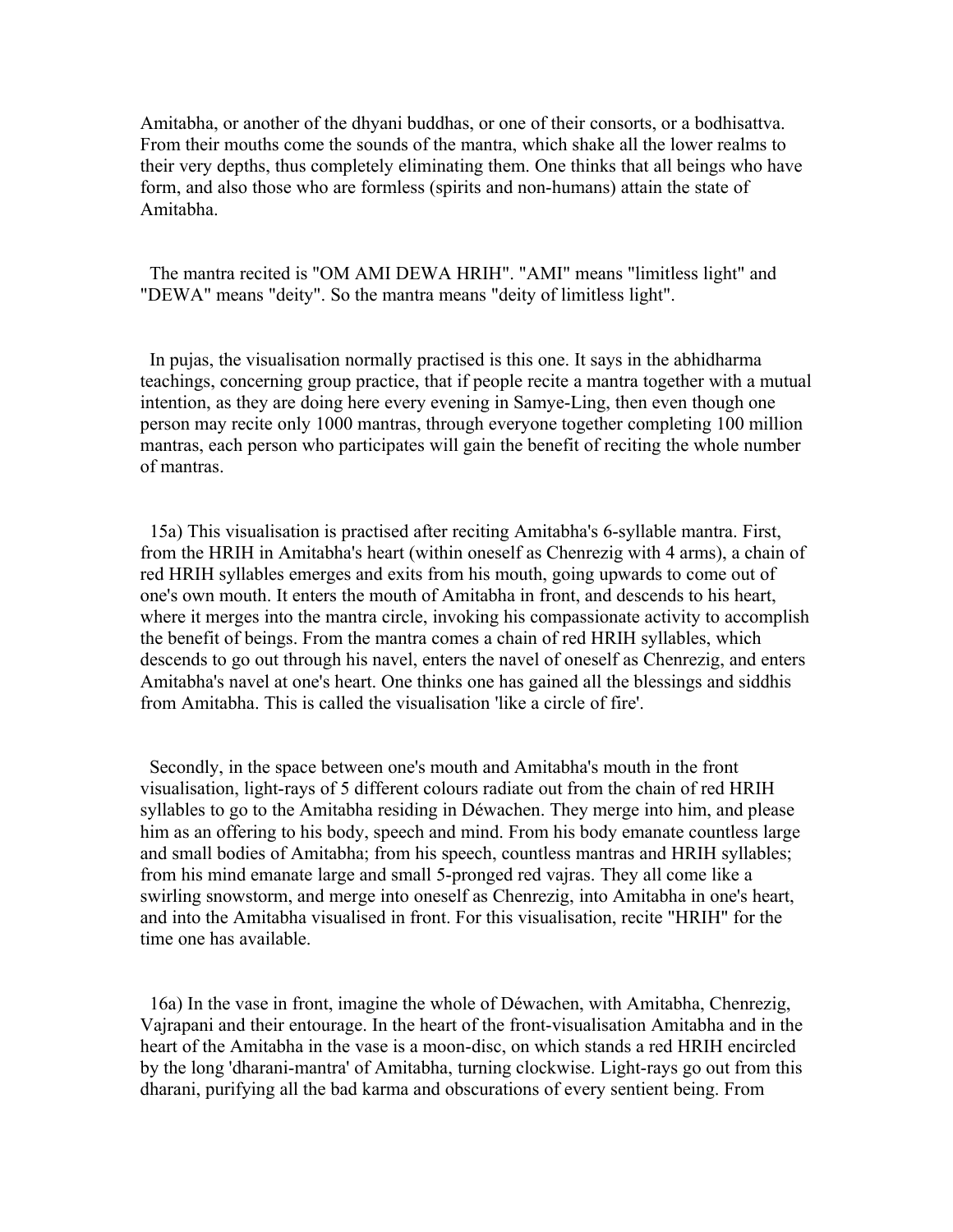Amitabha, or another of the dhyani buddhas, or one of their consorts, or a bodhisattva. From their mouths come the sounds of the mantra, which shake all the lower realms to their very depths, thus completely eliminating them. One thinks that all beings who have form, and also those who are formless (spirits and non-humans) attain the state of Amitabha.

The mantra recited is "OM AMI DEWA HRIH". "AMI" means "limitless light" and "DEWA" means "deity". So the mantra means "deity of limitless light".

In pujas, the visualisation normally practised is this one. It says in the abhidharma teachings, concerning group practice, that if people recite a mantra together with a mutual intention, as they are doing here every evening in Samye-Ling, then even though one person may recite only 1000 mantras, through everyone together completing 100 million mantras, each person who participates will gain the benefit of reciting the whole number of mantras.

15a) This visualisation is practised after reciting Amitabha's 6-syllable mantra. First, from the HRIH in Amitabha's heart (within oneself as Chenrezig with 4 arms), a chain of red HRIH syllables emerges and exits from his mouth, going upwards to come out of one's own mouth. It enters the mouth of Amitabha in front, and descends to his heart, where it merges into the mantra circle, invoking his compassionate activity to accomplish the benefit of beings. From the mantra comes a chain of red HRIH syllables, which descends to go out through his navel, enters the navel of oneself as Chenrezig, and enters Amitabha's navel at one's heart. One thinks one has gained all the blessings and siddhis from Amitabha. This is called the visualisation 'like a circle of fire'.

Secondly, in the space between one's mouth and Amitabha's mouth in the front visualisation, light-rays of 5 different colours radiate out from the chain of red HRIH syllables to go to the Amitabha residing in Déwachen. They merge into him, and please him as an offering to his body, speech and mind. From his body emanate countless large and small bodies of Amitabha; from his speech, countless mantras and HRIH syllables; from his mind emanate large and small 5-pronged red vajras. They all come like a swirling snowstorm, and merge into oneself as Chenrezig, into Amitabha in one's heart, and into the Amitabha visualised in front. For this visualisation, recite "HRIH" for the time one has available.

16a) In the vase in front, imagine the whole of Déwachen, with Amitabha, Chenrezig, Vajrapani and their entourage. In the heart of the front-visualisation Amitabha and in the heart of the Amitabha in the vase is a moon-disc, on which stands a red HRIH encircled by the long 'dharani-mantra' of Amitabha, turning clockwise. Light-rays go out from this dharani, purifying all the bad karma and obscurations of every sentient being. From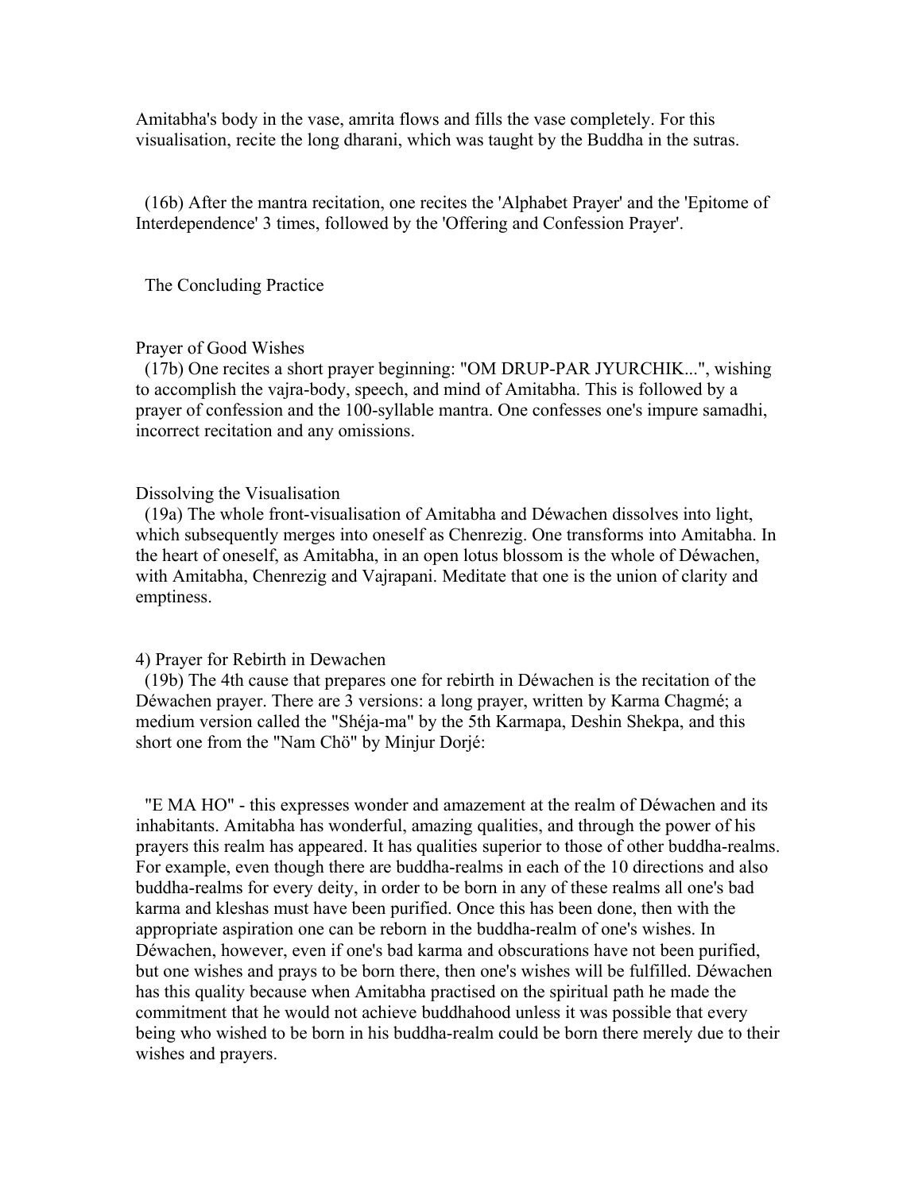Amitabha's body in the vase, amrita flows and fills the vase completely. For this visualisation, recite the long dharani, which was taught by the Buddha in the sutras.

(16b) After the mantra recitation, one recites the 'Alphabet Prayer' and the 'Epitome of Interdependence' 3 times, followed by the 'Offering and Confession Prayer'.

## The Concluding Practice

### Prayer of Good Wishes

(17b) One recites a short prayer beginning: "OM DRUP-PAR JYURCHIK...", wishing to accomplish the vajra-body, speech, and mind of Amitabha. This is followed by a prayer of confession and the 100-syllable mantra. One confesses one's impure samadhi, incorrect recitation and any omissions.

### Dissolving the Visualisation

(19a) The whole front-visualisation of Amitabha and Déwachen dissolves into light, which subsequently merges into oneself as Chenrezig. One transforms into Amitabha. In the heart of oneself, as Amitabha, in an open lotus blossom is the whole of Déwachen, with Amitabha, Chenrezig and Vajrapani. Meditate that one is the union of clarity and emptiness.

### 4) Prayer for Rebirth in Dewachen

(19b) The 4th cause that prepares one for rebirth in Déwachen is the recitation of the Déwachen prayer. There are 3 versions: a long prayer, written by Karma Chagmé; a medium version called the "Shéja-ma" by the 5th Karmapa, Deshin Shekpa, and this short one from the "Nam Chö" by Minjur Dorjé:

"E MA HO" - this expresses wonder and amazement at the realm of Déwachen and its inhabitants. Amitabha has wonderful, amazing qualities, and through the power of his prayers this realm has appeared. It has qualities superior to those of other buddha-realms. For example, even though there are buddha-realms in each of the 10 directions and also buddha-realms for every deity, in order to be born in any of these realms all one's bad karma and kleshas must have been purified. Once this has been done, then with the appropriate aspiration one can be reborn in the buddha-realm of one's wishes. In Déwachen, however, even if one's bad karma and obscurations have not been purified, but one wishes and prays to be born there, then one's wishes will be fulfilled. Déwachen has this quality because when Amitabha practised on the spiritual path he made the commitment that he would not achieve buddhahood unless it was possible that every being who wished to be born in his buddha-realm could be born there merely due to their wishes and prayers.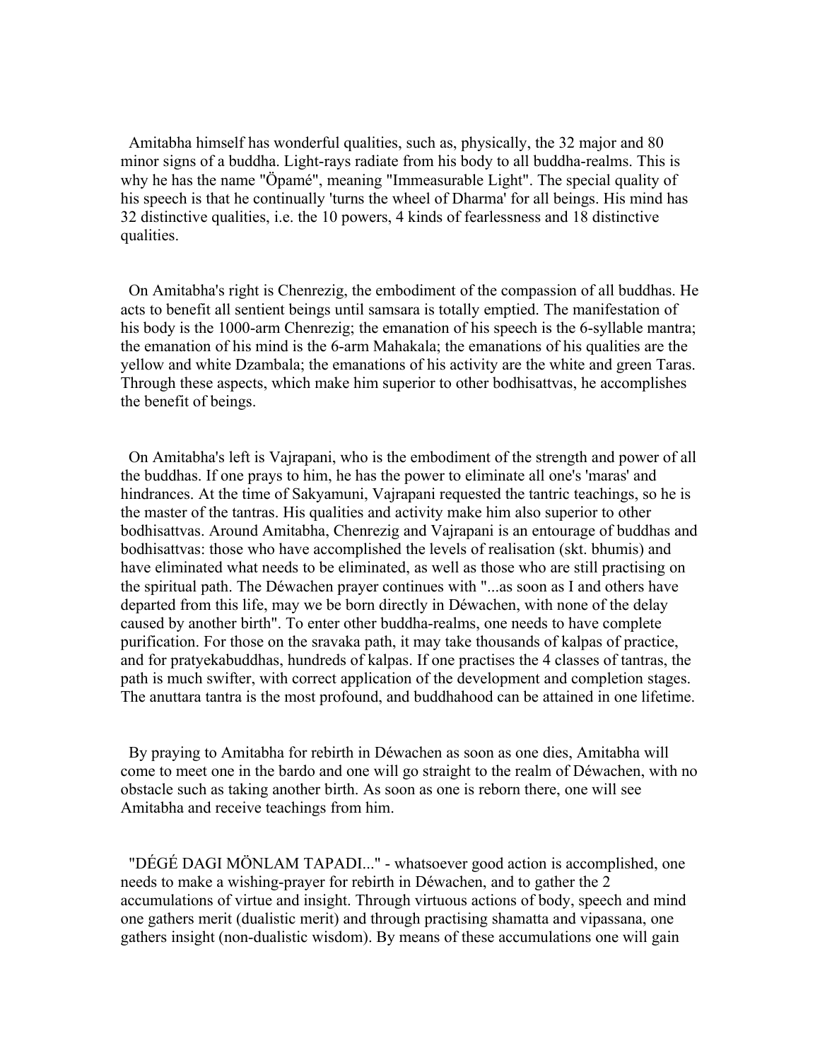Amitabha himself has wonderful qualities, such as, physically, the 32 major and 80 minor signs of a buddha. Light-rays radiate from his body to all buddha-realms. This is why he has the name "Öpamé", meaning "Immeasurable Light". The special quality of his speech is that he continually 'turns the wheel of Dharma' for all beings. His mind has 32 distinctive qualities, i.e. the 10 powers, 4 kinds of fearlessness and 18 distinctive qualities.

On Amitabha's right is Chenrezig, the embodiment of the compassion of all buddhas. He acts to benefit all sentient beings until samsara is totally emptied. The manifestation of his body is the 1000-arm Chenrezig; the emanation of his speech is the 6-syllable mantra; the emanation of his mind is the 6-arm Mahakala; the emanations of his qualities are the yellow and white Dzambala; the emanations of his activity are the white and green Taras. Through these aspects, which make him superior to other bodhisattvas, he accomplishes the benefit of beings.

On Amitabha's left is Vajrapani, who is the embodiment of the strength and power of all the buddhas. If one prays to him, he has the power to eliminate all one's 'maras' and hindrances. At the time of Sakyamuni, Vajrapani requested the tantric teachings, so he is the master of the tantras. His qualities and activity make him also superior to other bodhisattvas. Around Amitabha, Chenrezig and Vajrapani is an entourage of buddhas and bodhisattvas: those who have accomplished the levels of realisation (skt. bhumis) and have eliminated what needs to be eliminated, as well as those who are still practising on the spiritual path. The Déwachen prayer continues with "...as soon as I and others have departed from this life, may we be born directly in Déwachen, with none of the delay caused by another birth". To enter other buddha-realms, one needs to have complete purification. For those on the sravaka path, it may take thousands of kalpas of practice, and for pratyekabuddhas, hundreds of kalpas. If one practises the 4 classes of tantras, the path is much swifter, with correct application of the development and completion stages. The anuttara tantra is the most profound, and buddhahood can be attained in one lifetime.

By praying to Amitabha for rebirth in Déwachen as soon as one dies, Amitabha will come to meet one in the bardo and one will go straight to the realm of Déwachen, with no obstacle such as taking another birth. As soon as one is reborn there, one will see Amitabha and receive teachings from him.

"DÉGÉ DAGI MÖNLAM TAPADI..." - whatsoever good action is accomplished, one needs to make a wishing-prayer for rebirth in Déwachen, and to gather the 2 accumulations of virtue and insight. Through virtuous actions of body, speech and mind one gathers merit (dualistic merit) and through practising shamatta and vipassana, one gathers insight (non-dualistic wisdom). By means of these accumulations one will gain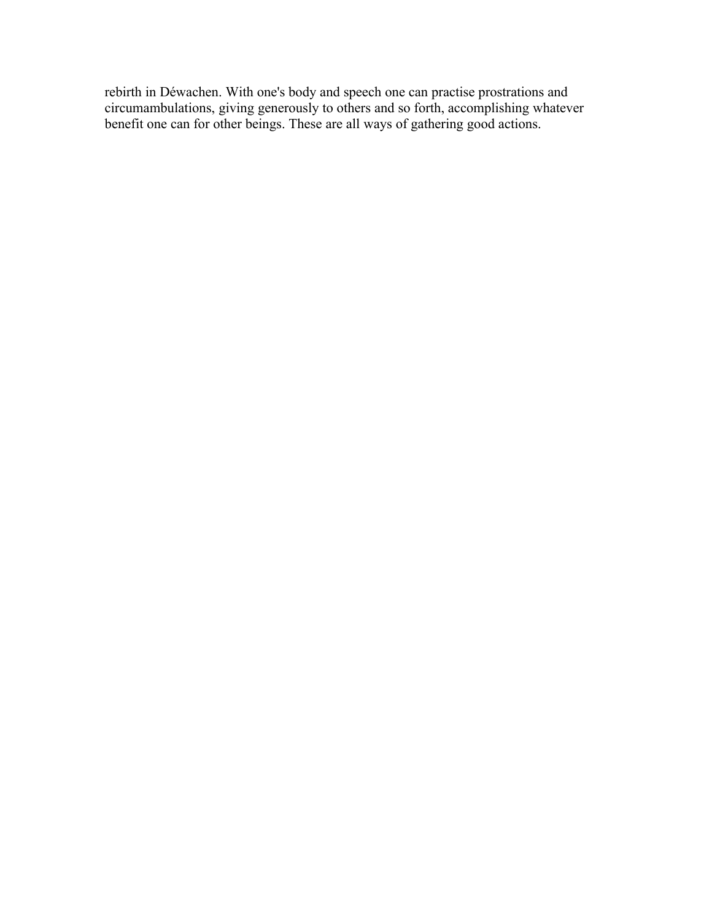rebirth in Déwachen. With one's body and speech one can practise prostrations and circumambulations, giving generously to others and so forth, accomplishing whatever benefit one can for other beings. These are all ways of gathering good actions.